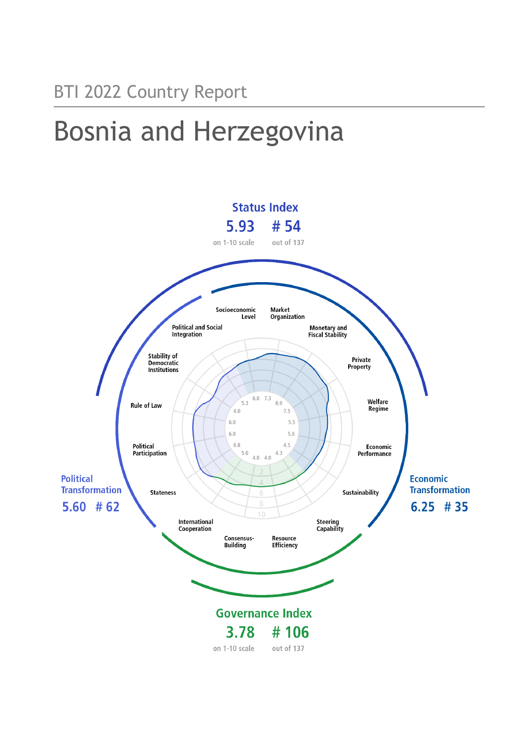BTI 2022 Country Report

# Bosnia and Herzegovina

**Status Index**

5.93 — on 1-10 scale
# 54 — out of 137

**Political Transformation**

5.60 # 62

**Economic Transformation**

6.25 # 35

**Governance Index**

3.78 — on 1-10 scale
# 106 — out of 137

| Criterion | Score |
|---|---|
| Socioeconomic Level | 6.0 |
| Market Organization | 7.3 |
| Monetary and Fiscal Stability | 8.0 |
| Private Property | 7.5 |
| Welfare Regime | 5.5 |
| Economic Performance | 5.0 |
| Sustainability | 4.5 |
| Steering Capability | 4.3 |
| Resource Efficiency | 4.0 |
| Consensus-Building | 4.0 |
| International Cooperation | 5.0 |
| Stateness | 6.8 |
| Political Participation | 6.0 |
| Rule of Law | 6.0 |
| Stability of Democratic Institutions | 4.0 |
| Political and Social Integration | 5.3 |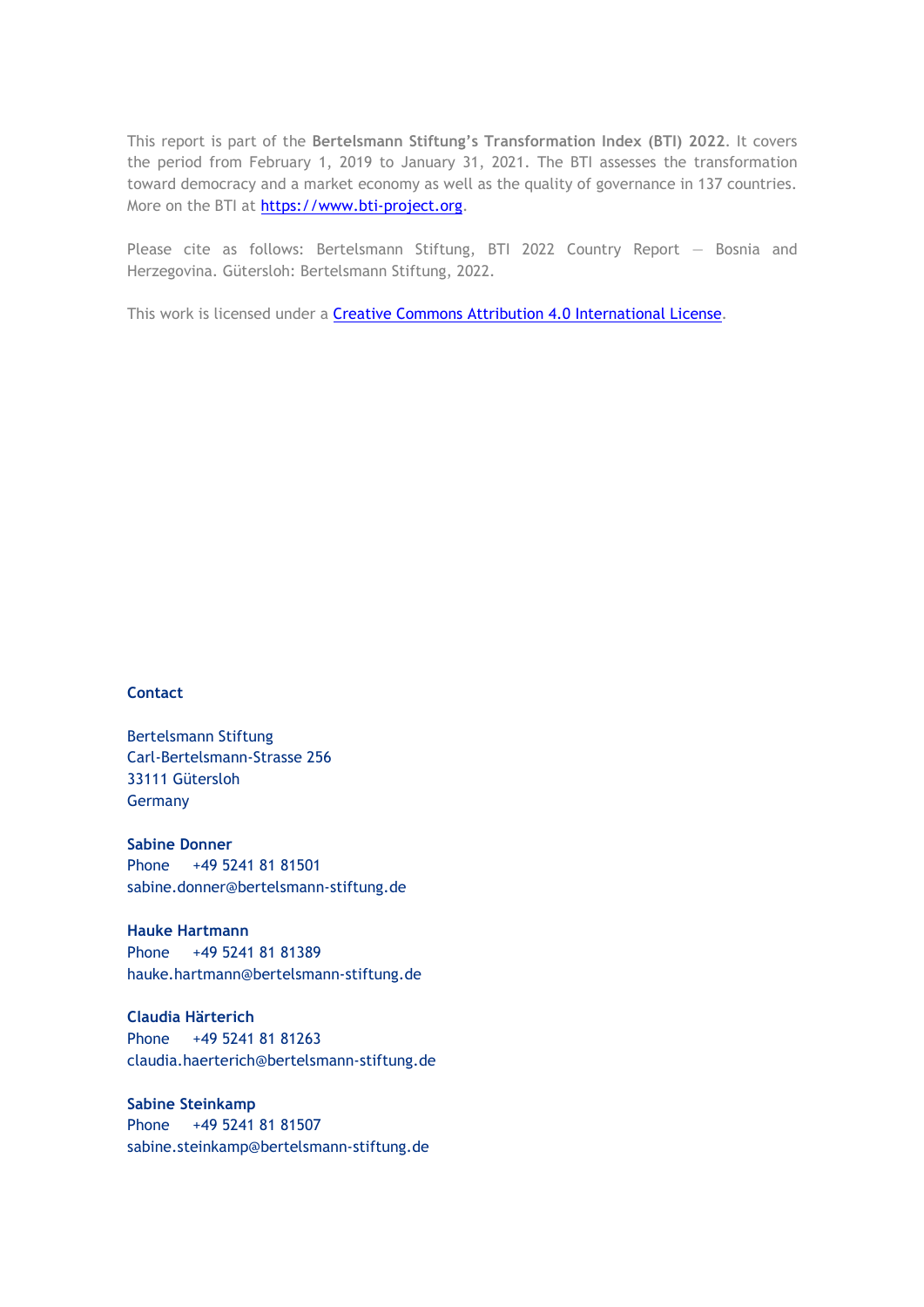This report is part of the **Bertelsmann Stiftung's Transformation Index (BTI) 2022**. It covers the period from February 1, 2019 to January 31, 2021. The BTI assesses the transformation toward democracy and a market economy as well as the quality of governance in 137 countries. More on the BTI at [https://www.bti-project.org](https://www.bti-project.org).

Please cite as follows: Bertelsmann Stiftung, BTI 2022 Country Report — Bosnia and Herzegovina. Gütersloh: Bertelsmann Stiftung, 2022.

This work is licensed under a [Creative Commons Attribution 4.0 International License](https://creativecommons.org/licenses/by/4.0/).

**Contact**

Bertelsmann Stiftung
Carl-Bertelsmann-Strasse 256
33111 Gütersloh
Germany

**Sabine Donner**
Phone +49 5241 81 81501
sabine.donner@bertelsmann-stiftung.de

**Hauke Hartmann**
Phone +49 5241 81 81389
hauke.hartmann@bertelsmann-stiftung.de

**Claudia Härterich**
Phone +49 5241 81 81263
claudia.haerterich@bertelsmann-stiftung.de

**Sabine Steinkamp**
Phone +49 5241 81 81507
sabine.steinkamp@bertelsmann-stiftung.de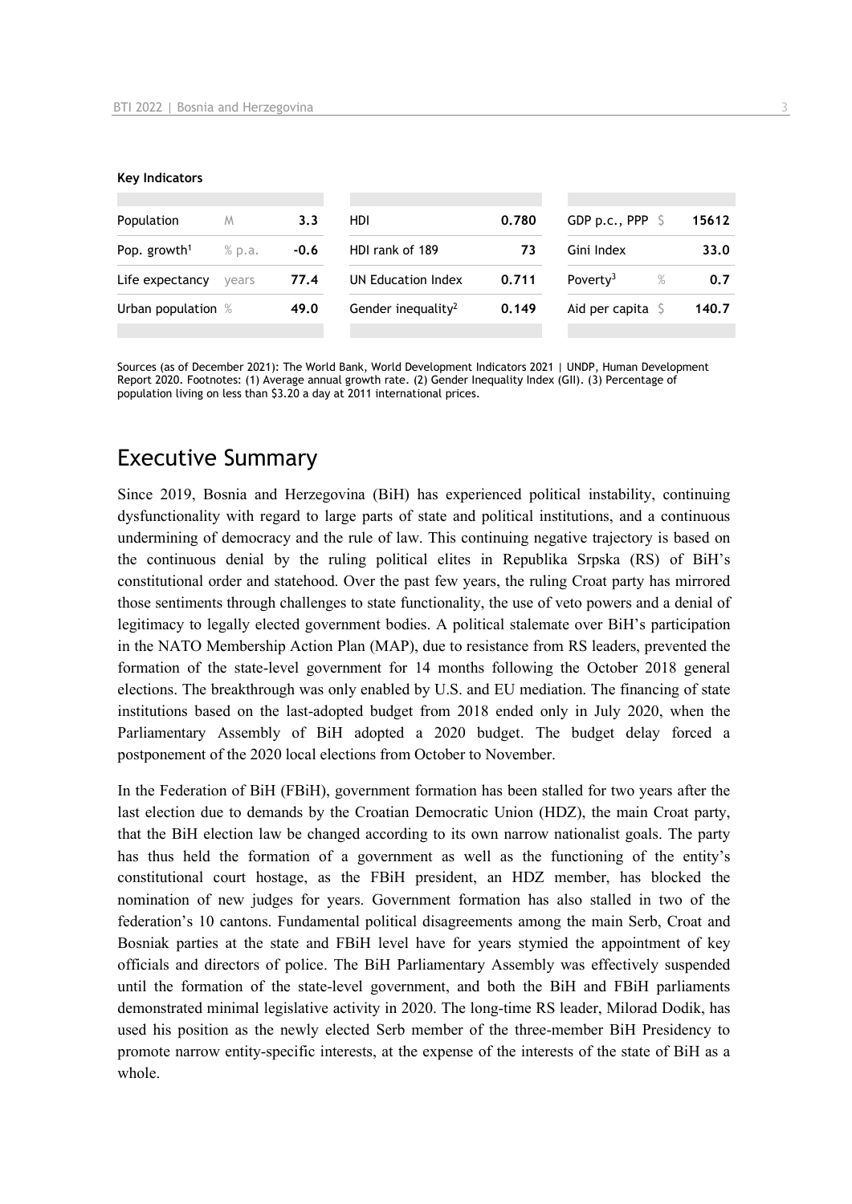**Key Indicators**

| Population | M | 3.3 | HDI | 0.780 | GDP p.c., PPP | $ | 15612 |
|---|---|---|---|---|---|---|---|
| Pop. growth[1] | % p.a. | -0.6 | HDI rank of 189 | 73 | Gini Index | | 33.0 |
| Life expectancy | years | 77.4 | UN Education Index | 0.711 | Poverty[3] | % | 0.7 |
| Urban population | % | 49.0 | Gender inequality[2] | 0.149 | Aid per capita | $ | 140.7 |

Sources (as of December 2021): The World Bank, World Development Indicators 2021 | UNDP, Human Development Report 2020. Footnotes: (1) Average annual growth rate. (2) Gender Inequality Index (GII). (3) Percentage of population living on less than $3.20 a day at 2011 international prices.

# Executive Summary

Since 2019, Bosnia and Herzegovina (BiH) has experienced political instability, continuing dysfunctionality with regard to large parts of state and political institutions, and a continuous undermining of democracy and the rule of law. This continuing negative trajectory is based on the continuous denial by the ruling political elites in Republika Srpska (RS) of BiH's constitutional order and statehood. Over the past few years, the ruling Croat party has mirrored those sentiments through challenges to state functionality, the use of veto powers and a denial of legitimacy to legally elected government bodies. A political stalemate over BiH's participation in the NATO Membership Action Plan (MAP), due to resistance from RS leaders, prevented the formation of the state-level government for 14 months following the October 2018 general elections. The breakthrough was only enabled by U.S. and EU mediation. The financing of state institutions based on the last-adopted budget from 2018 ended only in July 2020, when the Parliamentary Assembly of BiH adopted a 2020 budget. The budget delay forced a postponement of the 2020 local elections from October to November.

In the Federation of BiH (FBiH), government formation has been stalled for two years after the last election due to demands by the Croatian Democratic Union (HDZ), the main Croat party, that the BiH election law be changed according to its own narrow nationalist goals. The party has thus held the formation of a government as well as the functioning of the entity's constitutional court hostage, as the FBiH president, an HDZ member, has blocked the nomination of new judges for years. Government formation has also stalled in two of the federation's 10 cantons. Fundamental political disagreements among the main Serb, Croat and Bosniak parties at the state and FBiH level have for years stymied the appointment of key officials and directors of police. The BiH Parliamentary Assembly was effectively suspended until the formation of the state-level government, and both the BiH and FBiH parliaments demonstrated minimal legislative activity in 2020. The long-time RS leader, Milorad Dodik, has used his position as the newly elected Serb member of the three-member BiH Presidency to promote narrow entity-specific interests, at the expense of the interests of the state of BiH as a whole.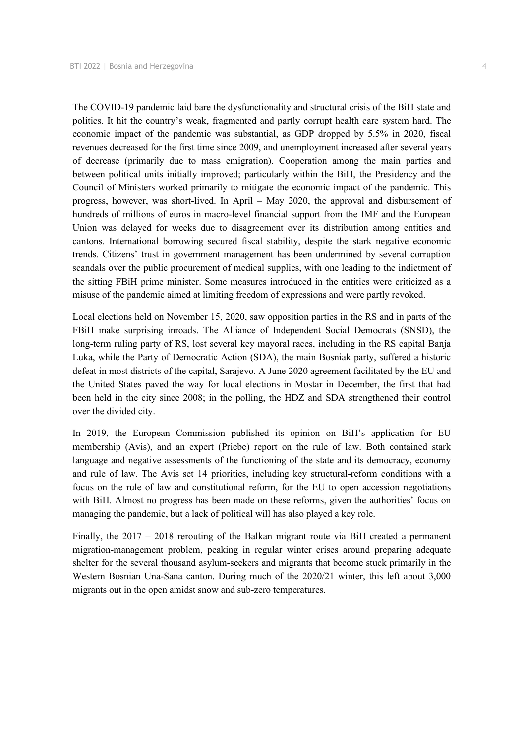The COVID-19 pandemic laid bare the dysfunctionality and structural crisis of the BiH state and politics. It hit the country's weak, fragmented and partly corrupt health care system hard. The economic impact of the pandemic was substantial, as GDP dropped by 5.5% in 2020, fiscal revenues decreased for the first time since 2009, and unemployment increased after several years of decrease (primarily due to mass emigration). Cooperation among the main parties and between political units initially improved; particularly within the BiH, the Presidency and the Council of Ministers worked primarily to mitigate the economic impact of the pandemic. This progress, however, was short-lived. In April – May 2020, the approval and disbursement of hundreds of millions of euros in macro-level financial support from the IMF and the European Union was delayed for weeks due to disagreement over its distribution among entities and cantons. International borrowing secured fiscal stability, despite the stark negative economic trends. Citizens' trust in government management has been undermined by several corruption scandals over the public procurement of medical supplies, with one leading to the indictment of the sitting FBiH prime minister. Some measures introduced in the entities were criticized as a misuse of the pandemic aimed at limiting freedom of expressions and were partly revoked.

Local elections held on November 15, 2020, saw opposition parties in the RS and in parts of the FBiH make surprising inroads. The Alliance of Independent Social Democrats (SNSD), the long-term ruling party of RS, lost several key mayoral races, including in the RS capital Banja Luka, while the Party of Democratic Action (SDA), the main Bosniak party, suffered a historic defeat in most districts of the capital, Sarajevo. A June 2020 agreement facilitated by the EU and the United States paved the way for local elections in Mostar in December, the first that had been held in the city since 2008; in the polling, the HDZ and SDA strengthened their control over the divided city.

In 2019, the European Commission published its opinion on BiH's application for EU membership (Avis), and an expert (Priebe) report on the rule of law. Both contained stark language and negative assessments of the functioning of the state and its democracy, economy and rule of law. The Avis set 14 priorities, including key structural-reform conditions with a focus on the rule of law and constitutional reform, for the EU to open accession negotiations with BiH. Almost no progress has been made on these reforms, given the authorities' focus on managing the pandemic, but a lack of political will has also played a key role.

Finally, the 2017 – 2018 rerouting of the Balkan migrant route via BiH created a permanent migration-management problem, peaking in regular winter crises around preparing adequate shelter for the several thousand asylum-seekers and migrants that become stuck primarily in the Western Bosnian Una-Sana canton. During much of the 2020/21 winter, this left about 3,000 migrants out in the open amidst snow and sub-zero temperatures.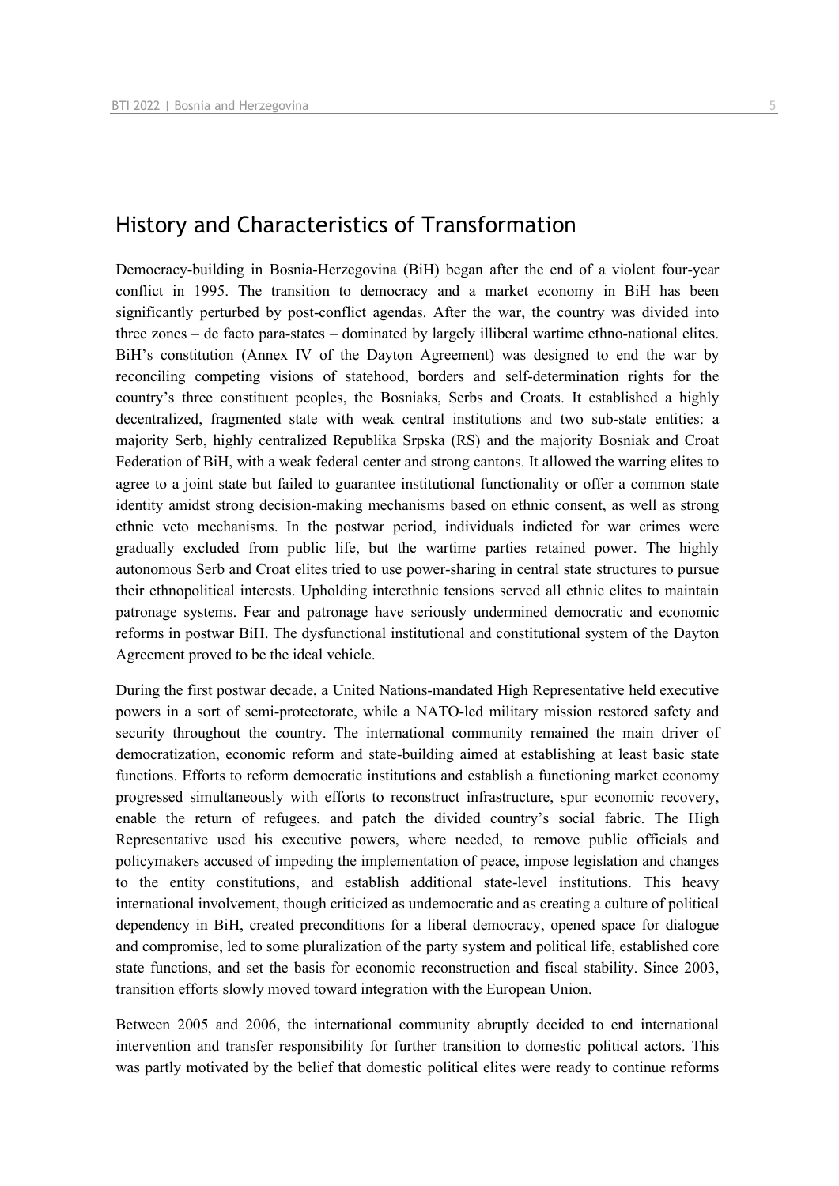## History and Characteristics of Transformation

Democracy-building in Bosnia-Herzegovina (BiH) began after the end of a violent four-year conflict in 1995. The transition to democracy and a market economy in BiH has been significantly perturbed by post-conflict agendas. After the war, the country was divided into three zones – de facto para-states – dominated by largely illiberal wartime ethno-national elites. BiH's constitution (Annex IV of the Dayton Agreement) was designed to end the war by reconciling competing visions of statehood, borders and self-determination rights for the country's three constituent peoples, the Bosniaks, Serbs and Croats. It established a highly decentralized, fragmented state with weak central institutions and two sub-state entities: a majority Serb, highly centralized Republika Srpska (RS) and the majority Bosniak and Croat Federation of BiH, with a weak federal center and strong cantons. It allowed the warring elites to agree to a joint state but failed to guarantee institutional functionality or offer a common state identity amidst strong decision-making mechanisms based on ethnic consent, as well as strong ethnic veto mechanisms. In the postwar period, individuals indicted for war crimes were gradually excluded from public life, but the wartime parties retained power. The highly autonomous Serb and Croat elites tried to use power-sharing in central state structures to pursue their ethnopolitical interests. Upholding interethnic tensions served all ethnic elites to maintain patronage systems. Fear and patronage have seriously undermined democratic and economic reforms in postwar BiH. The dysfunctional institutional and constitutional system of the Dayton Agreement proved to be the ideal vehicle.

During the first postwar decade, a United Nations-mandated High Representative held executive powers in a sort of semi-protectorate, while a NATO-led military mission restored safety and security throughout the country. The international community remained the main driver of democratization, economic reform and state-building aimed at establishing at least basic state functions. Efforts to reform democratic institutions and establish a functioning market economy progressed simultaneously with efforts to reconstruct infrastructure, spur economic recovery, enable the return of refugees, and patch the divided country's social fabric. The High Representative used his executive powers, where needed, to remove public officials and policymakers accused of impeding the implementation of peace, impose legislation and changes to the entity constitutions, and establish additional state-level institutions. This heavy international involvement, though criticized as undemocratic and as creating a culture of political dependency in BiH, created preconditions for a liberal democracy, opened space for dialogue and compromise, led to some pluralization of the party system and political life, established core state functions, and set the basis for economic reconstruction and fiscal stability. Since 2003, transition efforts slowly moved toward integration with the European Union.

Between 2005 and 2006, the international community abruptly decided to end international intervention and transfer responsibility for further transition to domestic political actors. This was partly motivated by the belief that domestic political elites were ready to continue reforms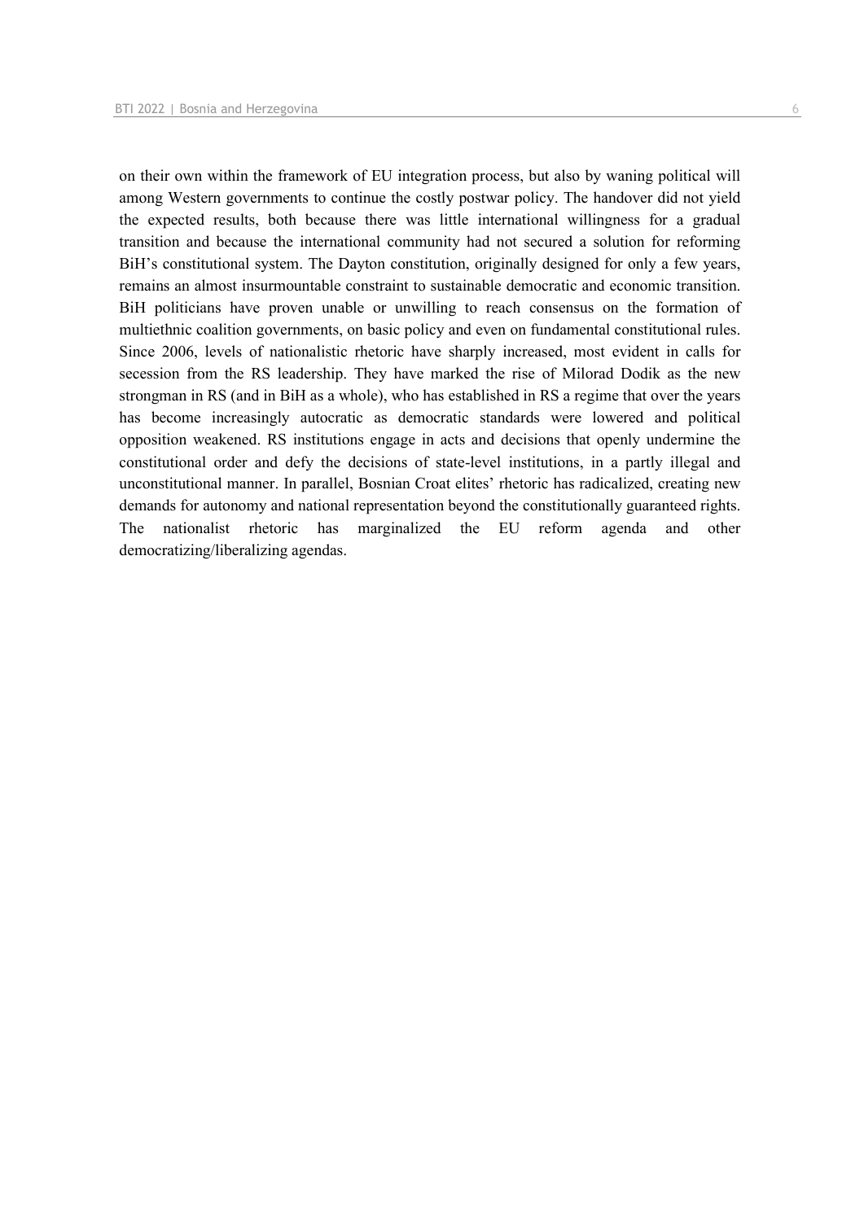on their own within the framework of EU integration process, but also by waning political will among Western governments to continue the costly postwar policy. The handover did not yield the expected results, both because there was little international willingness for a gradual transition and because the international community had not secured a solution for reforming BiH's constitutional system. The Dayton constitution, originally designed for only a few years, remains an almost insurmountable constraint to sustainable democratic and economic transition. BiH politicians have proven unable or unwilling to reach consensus on the formation of multiethnic coalition governments, on basic policy and even on fundamental constitutional rules. Since 2006, levels of nationalistic rhetoric have sharply increased, most evident in calls for secession from the RS leadership. They have marked the rise of Milorad Dodik as the new strongman in RS (and in BiH as a whole), who has established in RS a regime that over the years has become increasingly autocratic as democratic standards were lowered and political opposition weakened. RS institutions engage in acts and decisions that openly undermine the constitutional order and defy the decisions of state-level institutions, in a partly illegal and unconstitutional manner. In parallel, Bosnian Croat elites' rhetoric has radicalized, creating new demands for autonomy and national representation beyond the constitutionally guaranteed rights. The nationalist rhetoric has marginalized the EU reform agenda and other democratizing/liberalizing agendas.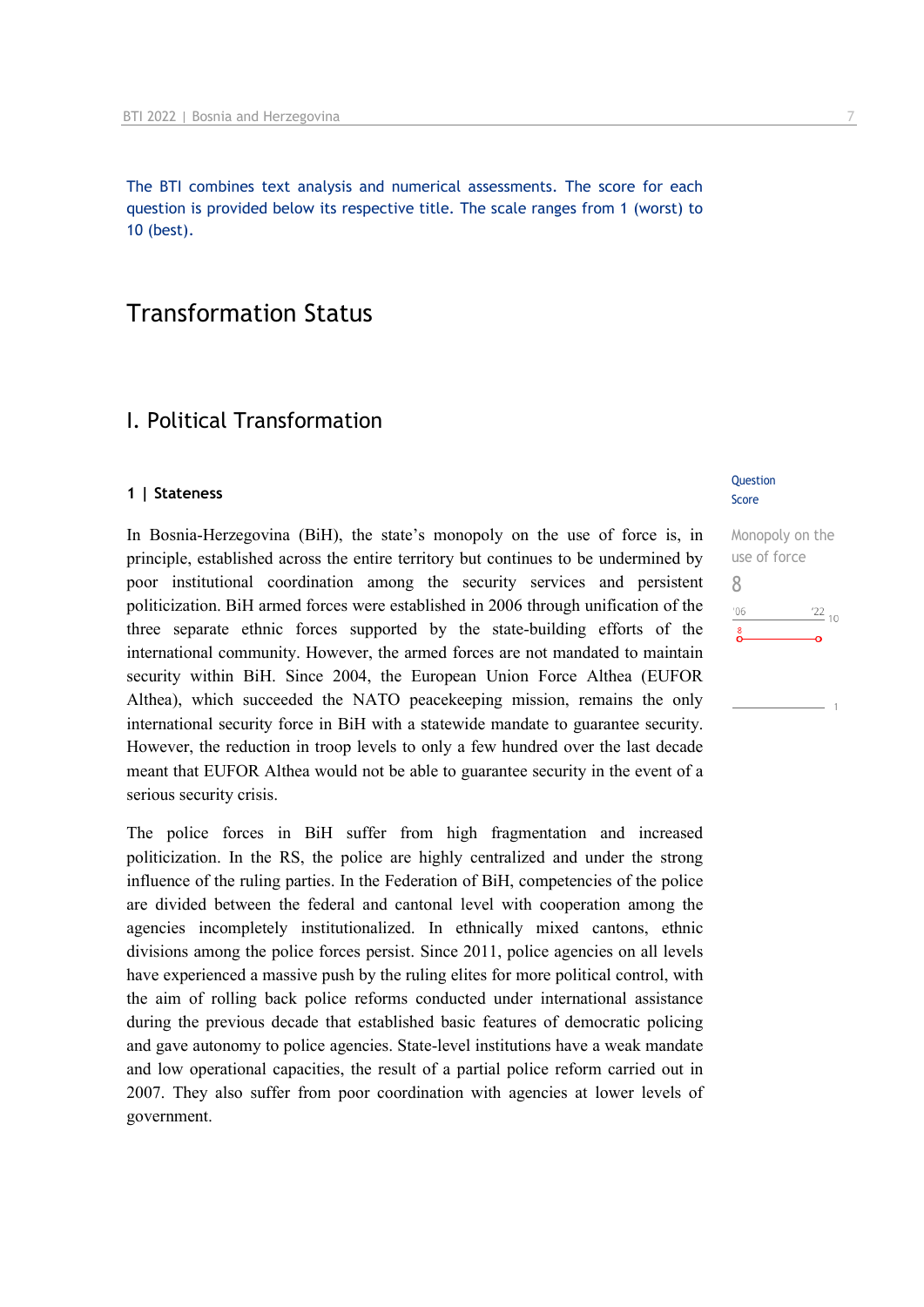The BTI combines text analysis and numerical assessments. The score for each question is provided below its respective title. The scale ranges from 1 (worst) to 10 (best).

# Transformation Status

## I. Political Transformation

### 1 | Stateness

Question Score

Monopoly on the use of force

8

In Bosnia-Herzegovina (BiH), the state's monopoly on the use of force is, in principle, established across the entire territory but continues to be undermined by poor institutional coordination among the security services and persistent politicization. BiH armed forces were established in 2006 through unification of the three separate ethnic forces supported by the state-building efforts of the international community. However, the armed forces are not mandated to maintain security within BiH. Since 2004, the European Union Force Althea (EUFOR Althea), which succeeded the NATO peacekeeping mission, remains the only international security force in BiH with a statewide mandate to guarantee security. However, the reduction in troop levels to only a few hundred over the last decade meant that EUFOR Althea would not be able to guarantee security in the event of a serious security crisis.

The police forces in BiH suffer from high fragmentation and increased politicization. In the RS, the police are highly centralized and under the strong influence of the ruling parties. In the Federation of BiH, competencies of the police are divided between the federal and cantonal level with cooperation among the agencies incompletely institutionalized. In ethnically mixed cantons, ethnic divisions among the police forces persist. Since 2011, police agencies on all levels have experienced a massive push by the ruling elites for more political control, with the aim of rolling back police reforms conducted under international assistance during the previous decade that established basic features of democratic policing and gave autonomy to police agencies. State-level institutions have a weak mandate and low operational capacities, the result of a partial police reform carried out in 2007. They also suffer from poor coordination with agencies at lower levels of government.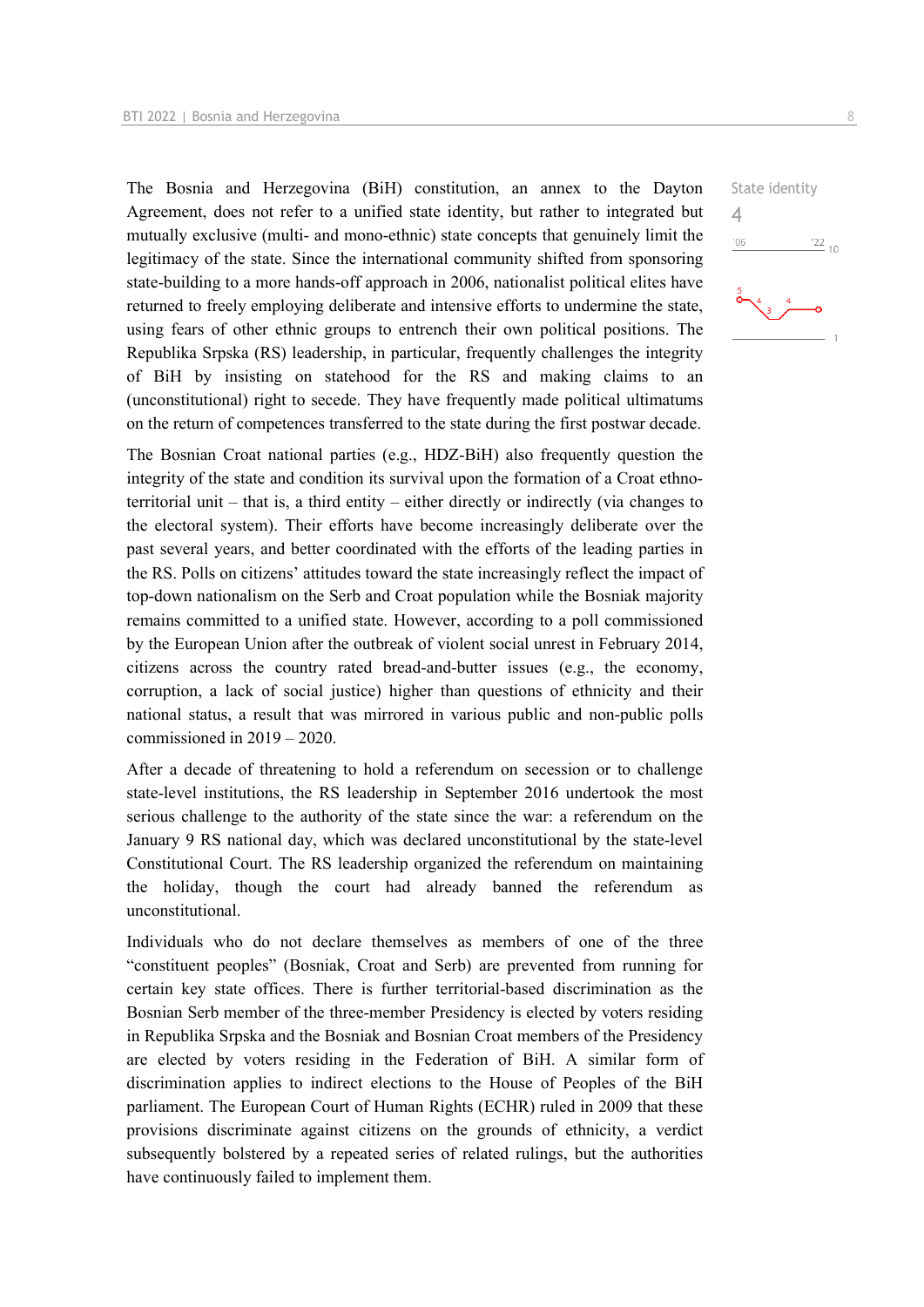The Bosnia and Herzegovina (BiH) constitution, an annex to the Dayton Agreement, does not refer to a unified state identity, but rather to integrated but mutually exclusive (multi- and mono-ethnic) state concepts that genuinely limit the legitimacy of the state. Since the international community shifted from sponsoring state-building to a more hands-off approach in 2006, nationalist political elites have returned to freely employing deliberate and intensive efforts to undermine the state, using fears of other ethnic groups to entrench their own political positions. The Republika Srpska (RS) leadership, in particular, frequently challenges the integrity of BiH by insisting on statehood for the RS and making claims to an (unconstitutional) right to secede. They have frequently made political ultimatums on the return of competences transferred to the state during the first postwar decade.

State identity
4

The Bosnian Croat national parties (e.g., HDZ-BiH) also frequently question the integrity of the state and condition its survival upon the formation of a Croat ethno-territorial unit – that is, a third entity – either directly or indirectly (via changes to the electoral system). Their efforts have become increasingly deliberate over the past several years, and better coordinated with the efforts of the leading parties in the RS. Polls on citizens' attitudes toward the state increasingly reflect the impact of top-down nationalism on the Serb and Croat population while the Bosniak majority remains committed to a unified state. However, according to a poll commissioned by the European Union after the outbreak of violent social unrest in February 2014, citizens across the country rated bread-and-butter issues (e.g., the economy, corruption, a lack of social justice) higher than questions of ethnicity and their national status, a result that was mirrored in various public and non-public polls commissioned in 2019 – 2020.

After a decade of threatening to hold a referendum on secession or to challenge state-level institutions, the RS leadership in September 2016 undertook the most serious challenge to the authority of the state since the war: a referendum on the January 9 RS national day, which was declared unconstitutional by the state-level Constitutional Court. The RS leadership organized the referendum on maintaining the holiday, though the court had already banned the referendum as unconstitutional.

Individuals who do not declare themselves as members of one of the three "constituent peoples" (Bosniak, Croat and Serb) are prevented from running for certain key state offices. There is further territorial-based discrimination as the Bosnian Serb member of the three-member Presidency is elected by voters residing in Republika Srpska and the Bosniak and Bosnian Croat members of the Presidency are elected by voters residing in the Federation of BiH. A similar form of discrimination applies to indirect elections to the House of Peoples of the BiH parliament. The European Court of Human Rights (ECHR) ruled in 2009 that these provisions discriminate against citizens on the grounds of ethnicity, a verdict subsequently bolstered by a repeated series of related rulings, but the authorities have continuously failed to implement them.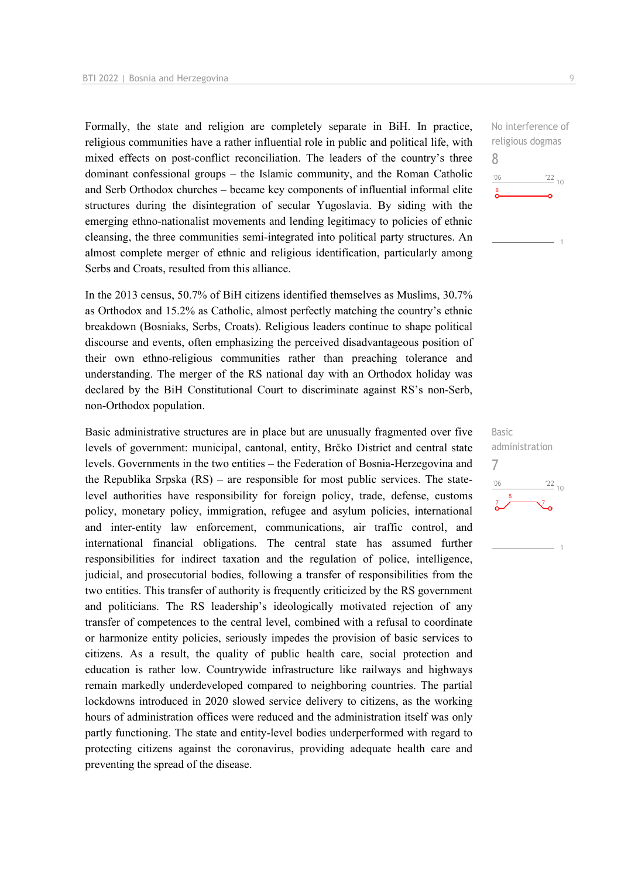No interference of religious dogmas

8

Formally, the state and religion are completely separate in BiH. In practice, religious communities have a rather influential role in public and political life, with mixed effects on post-conflict reconciliation. The leaders of the country's three dominant confessional groups – the Islamic community, and the Roman Catholic and Serb Orthodox churches – became key components of influential informal elite structures during the disintegration of secular Yugoslavia. By siding with the emerging ethno-nationalist movements and lending legitimacy to policies of ethnic cleansing, the three communities semi-integrated into political party structures. An almost complete merger of ethnic and religious identification, particularly among Serbs and Croats, resulted from this alliance.

In the 2013 census, 50.7% of BiH citizens identified themselves as Muslims, 30.7% as Orthodox and 15.2% as Catholic, almost perfectly matching the country's ethnic breakdown (Bosniaks, Serbs, Croats). Religious leaders continue to shape political discourse and events, often emphasizing the perceived disadvantageous position of their own ethno-religious communities rather than preaching tolerance and understanding. The merger of the RS national day with an Orthodox holiday was declared by the BiH Constitutional Court to discriminate against RS's non-Serb, non-Orthodox population.

Basic administration

7

Basic administrative structures are in place but are unusually fragmented over five levels of government: municipal, cantonal, entity, Brčko District and central state levels. Governments in the two entities – the Federation of Bosnia-Herzegovina and the Republika Srpska (RS) – are responsible for most public services. The state-level authorities have responsibility for foreign policy, trade, defense, customs policy, monetary policy, immigration, refugee and asylum policies, international and inter-entity law enforcement, communications, air traffic control, and international financial obligations. The central state has assumed further responsibilities for indirect taxation and the regulation of police, intelligence, judicial, and prosecutorial bodies, following a transfer of responsibilities from the two entities. This transfer of authority is frequently criticized by the RS government and politicians. The RS leadership's ideologically motivated rejection of any transfer of competences to the central level, combined with a refusal to coordinate or harmonize entity policies, seriously impedes the provision of basic services to citizens. As a result, the quality of public health care, social protection and education is rather low. Countrywide infrastructure like railways and highways remain markedly underdeveloped compared to neighboring countries. The partial lockdowns introduced in 2020 slowed service delivery to citizens, as the working hours of administration offices were reduced and the administration itself was only partly functioning. The state and entity-level bodies underperformed with regard to protecting citizens against the coronavirus, providing adequate health care and preventing the spread of the disease.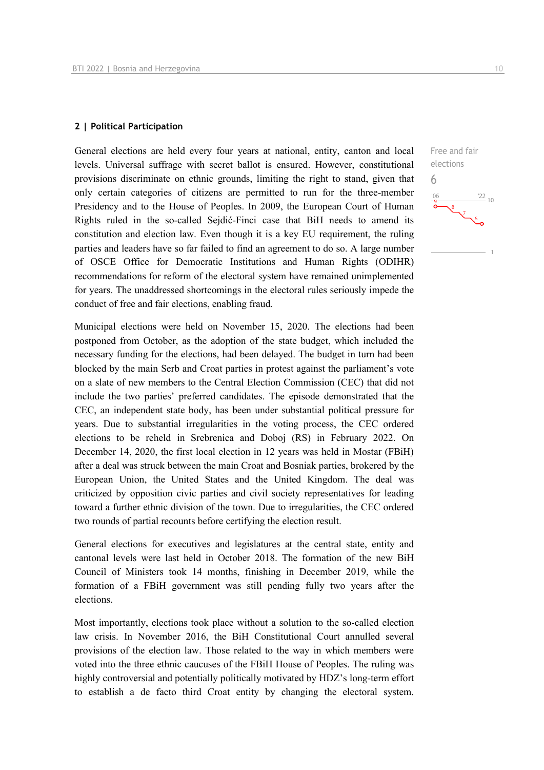## 2 | Political Participation

Free and fair elections

6

General elections are held every four years at national, entity, canton and local levels. Universal suffrage with secret ballot is ensured. However, constitutional provisions discriminate on ethnic grounds, limiting the right to stand, given that only certain categories of citizens are permitted to run for the three-member Presidency and to the House of Peoples. In 2009, the European Court of Human Rights ruled in the so-called Sejdić-Finci case that BiH needs to amend its constitution and election law. Even though it is a key EU requirement, the ruling parties and leaders have so far failed to find an agreement to do so. A large number of OSCE Office for Democratic Institutions and Human Rights (ODIHR) recommendations for reform of the electoral system have remained unimplemented for years. The unaddressed shortcomings in the electoral rules seriously impede the conduct of free and fair elections, enabling fraud.

Municipal elections were held on November 15, 2020. The elections had been postponed from October, as the adoption of the state budget, which included the necessary funding for the elections, had been delayed. The budget in turn had been blocked by the main Serb and Croat parties in protest against the parliament's vote on a slate of new members to the Central Election Commission (CEC) that did not include the two parties' preferred candidates. The episode demonstrated that the CEC, an independent state body, has been under substantial political pressure for years. Due to substantial irregularities in the voting process, the CEC ordered elections to be reheld in Srebrenica and Doboj (RS) in February 2022. On December 14, 2020, the first local election in 12 years was held in Mostar (FBiH) after a deal was struck between the main Croat and Bosniak parties, brokered by the European Union, the United States and the United Kingdom. The deal was criticized by opposition civic parties and civil society representatives for leading toward a further ethnic division of the town. Due to irregularities, the CEC ordered two rounds of partial recounts before certifying the election result.

General elections for executives and legislatures at the central state, entity and cantonal levels were last held in October 2018. The formation of the new BiH Council of Ministers took 14 months, finishing in December 2019, while the formation of a FBiH government was still pending fully two years after the elections.

Most importantly, elections took place without a solution to the so-called election law crisis. In November 2016, the BiH Constitutional Court annulled several provisions of the election law. Those related to the way in which members were voted into the three ethnic caucuses of the FBiH House of Peoples. The ruling was highly controversial and potentially politically motivated by HDZ's long-term effort to establish a de facto third Croat entity by changing the electoral system.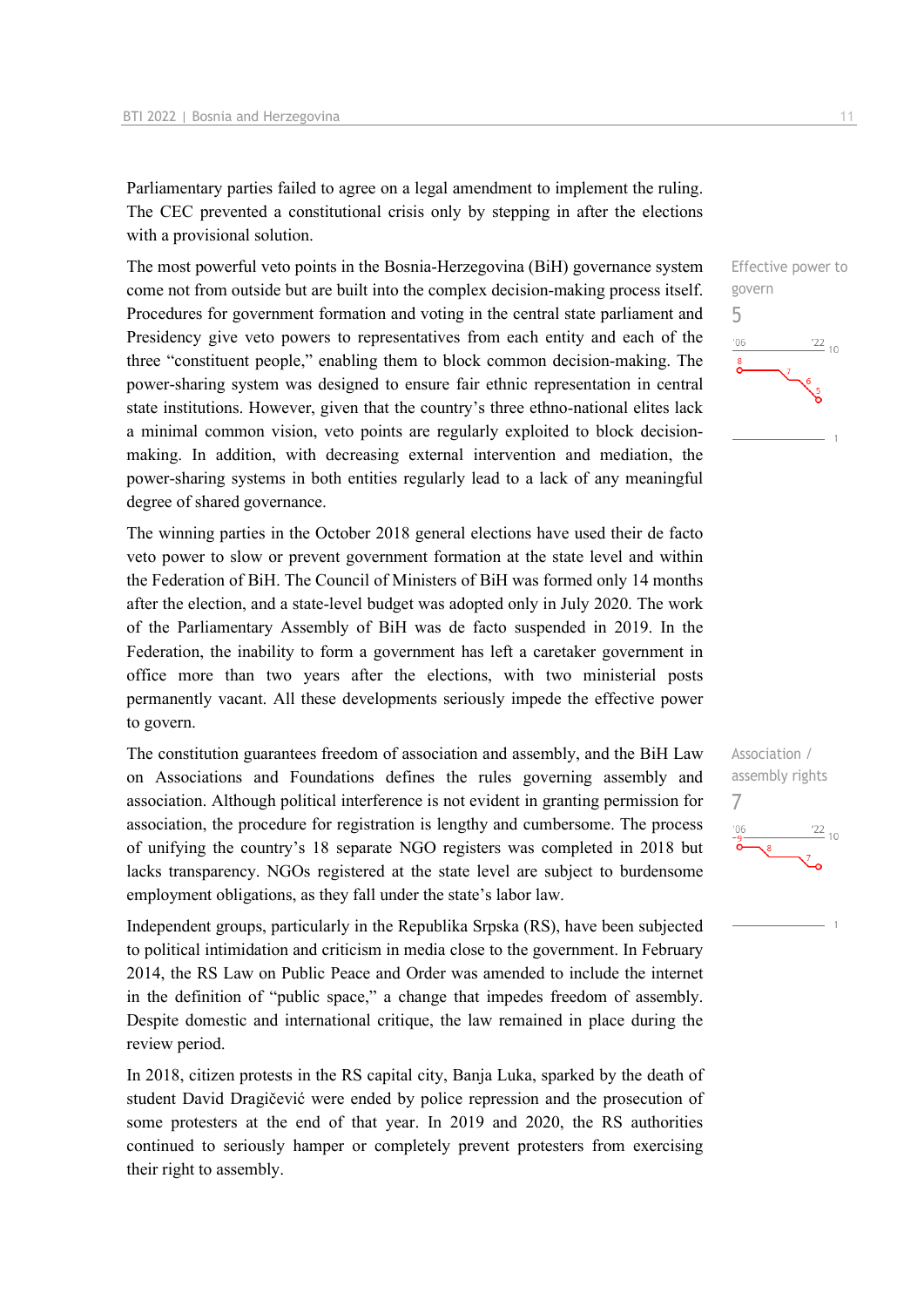Parliamentary parties failed to agree on a legal amendment to implement the ruling. The CEC prevented a constitutional crisis only by stepping in after the elections with a provisional solution.

Effective power to govern
5

The most powerful veto points in the Bosnia-Herzegovina (BiH) governance system come not from outside but are built into the complex decision-making process itself. Procedures for government formation and voting in the central state parliament and Presidency give veto powers to representatives from each entity and each of the three "constituent people," enabling them to block common decision-making. The power-sharing system was designed to ensure fair ethnic representation in central state institutions. However, given that the country's three ethno-national elites lack a minimal common vision, veto points are regularly exploited to block decision-making. In addition, with decreasing external intervention and mediation, the power-sharing systems in both entities regularly lead to a lack of any meaningful degree of shared governance.

The winning parties in the October 2018 general elections have used their de facto veto power to slow or prevent government formation at the state level and within the Federation of BiH. The Council of Ministers of BiH was formed only 14 months after the election, and a state-level budget was adopted only in July 2020. The work of the Parliamentary Assembly of BiH was de facto suspended in 2019. In the Federation, the inability to form a government has left a caretaker government in office more than two years after the elections, with two ministerial posts permanently vacant. All these developments seriously impede the effective power to govern.

Association / assembly rights
7

The constitution guarantees freedom of association and assembly, and the BiH Law on Associations and Foundations defines the rules governing assembly and association. Although political interference is not evident in granting permission for association, the procedure for registration is lengthy and cumbersome. The process of unifying the country's 18 separate NGO registers was completed in 2018 but lacks transparency. NGOs registered at the state level are subject to burdensome employment obligations, as they fall under the state's labor law.

Independent groups, particularly in the Republika Srpska (RS), have been subjected to political intimidation and criticism in media close to the government. In February 2014, the RS Law on Public Peace and Order was amended to include the internet in the definition of "public space," a change that impedes freedom of assembly. Despite domestic and international critique, the law remained in place during the review period.

In 2018, citizen protests in the RS capital city, Banja Luka, sparked by the death of student David Dragičević were ended by police repression and the prosecution of some protesters at the end of that year. In 2019 and 2020, the RS authorities continued to seriously hamper or completely prevent protesters from exercising their right to assembly.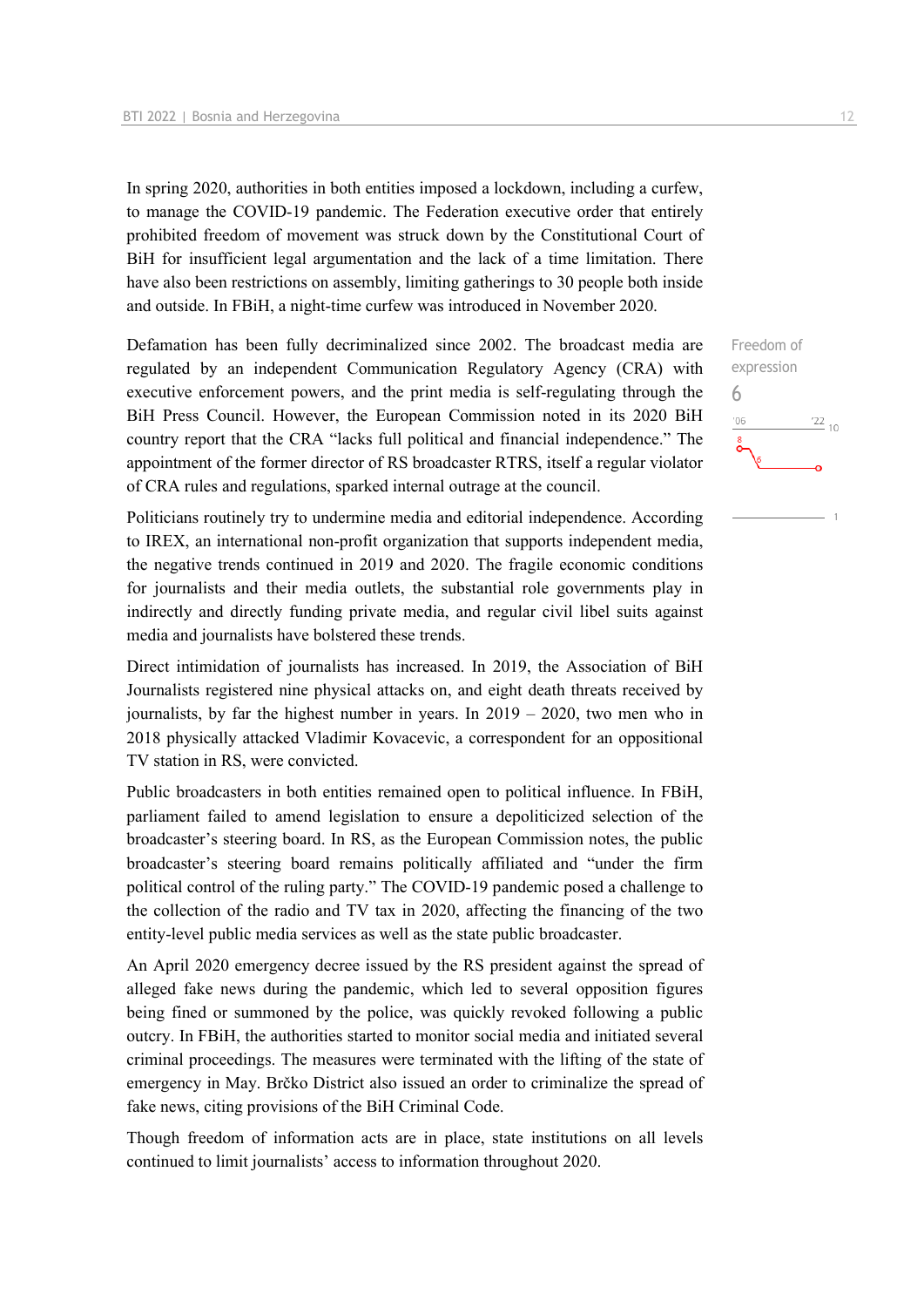In spring 2020, authorities in both entities imposed a lockdown, including a curfew, to manage the COVID-19 pandemic. The Federation executive order that entirely prohibited freedom of movement was struck down by the Constitutional Court of BiH for insufficient legal argumentation and the lack of a time limitation. There have also been restrictions on assembly, limiting gatherings to 30 people both inside and outside. In FBiH, a night-time curfew was introduced in November 2020.

Freedom of expression
6

Defamation has been fully decriminalized since 2002. The broadcast media are regulated by an independent Communication Regulatory Agency (CRA) with executive enforcement powers, and the print media is self-regulating through the BiH Press Council. However, the European Commission noted in its 2020 BiH country report that the CRA "lacks full political and financial independence." The appointment of the former director of RS broadcaster RTRS, itself a regular violator of CRA rules and regulations, sparked internal outrage at the council.

Politicians routinely try to undermine media and editorial independence. According to IREX, an international non-profit organization that supports independent media, the negative trends continued in 2019 and 2020. The fragile economic conditions for journalists and their media outlets, the substantial role governments play in indirectly and directly funding private media, and regular civil libel suits against media and journalists have bolstered these trends.

Direct intimidation of journalists has increased. In 2019, the Association of BiH Journalists registered nine physical attacks on, and eight death threats received by journalists, by far the highest number in years. In 2019 – 2020, two men who in 2018 physically attacked Vladimir Kovacevic, a correspondent for an oppositional TV station in RS, were convicted.

Public broadcasters in both entities remained open to political influence. In FBiH, parliament failed to amend legislation to ensure a depoliticized selection of the broadcaster's steering board. In RS, as the European Commission notes, the public broadcaster's steering board remains politically affiliated and "under the firm political control of the ruling party." The COVID-19 pandemic posed a challenge to the collection of the radio and TV tax in 2020, affecting the financing of the two entity-level public media services as well as the state public broadcaster.

An April 2020 emergency decree issued by the RS president against the spread of alleged fake news during the pandemic, which led to several opposition figures being fined or summoned by the police, was quickly revoked following a public outcry. In FBiH, the authorities started to monitor social media and initiated several criminal proceedings. The measures were terminated with the lifting of the state of emergency in May. Brčko District also issued an order to criminalize the spread of fake news, citing provisions of the BiH Criminal Code.

Though freedom of information acts are in place, state institutions on all levels continued to limit journalists' access to information throughout 2020.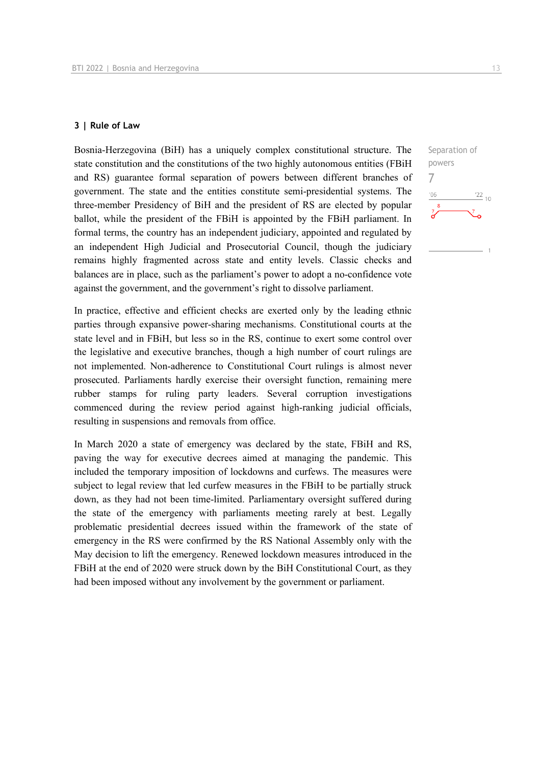## 3 | Rule of Law

Separation of powers

7

Bosnia-Herzegovina (BiH) has a uniquely complex constitutional structure. The state constitution and the constitutions of the two highly autonomous entities (FBiH and RS) guarantee formal separation of powers between different branches of government. The state and the entities constitute semi-presidential systems. The three-member Presidency of BiH and the president of RS are elected by popular ballot, while the president of the FBiH is appointed by the FBiH parliament. In formal terms, the country has an independent judiciary, appointed and regulated by an independent High Judicial and Prosecutorial Council, though the judiciary remains highly fragmented across state and entity levels. Classic checks and balances are in place, such as the parliament's power to adopt a no-confidence vote against the government, and the government's right to dissolve parliament.

In practice, effective and efficient checks are exerted only by the leading ethnic parties through expansive power-sharing mechanisms. Constitutional courts at the state level and in FBiH, but less so in the RS, continue to exert some control over the legislative and executive branches, though a high number of court rulings are not implemented. Non-adherence to Constitutional Court rulings is almost never prosecuted. Parliaments hardly exercise their oversight function, remaining mere rubber stamps for ruling party leaders. Several corruption investigations commenced during the review period against high-ranking judicial officials, resulting in suspensions and removals from office.

In March 2020 a state of emergency was declared by the state, FBiH and RS, paving the way for executive decrees aimed at managing the pandemic. This included the temporary imposition of lockdowns and curfews. The measures were subject to legal review that led curfew measures in the FBiH to be partially struck down, as they had not been time-limited. Parliamentary oversight suffered during the state of the emergency with parliaments meeting rarely at best. Legally problematic presidential decrees issued within the framework of the state of emergency in the RS were confirmed by the RS National Assembly only with the May decision to lift the emergency. Renewed lockdown measures introduced in the FBiH at the end of 2020 were struck down by the BiH Constitutional Court, as they had been imposed without any involvement by the government or parliament.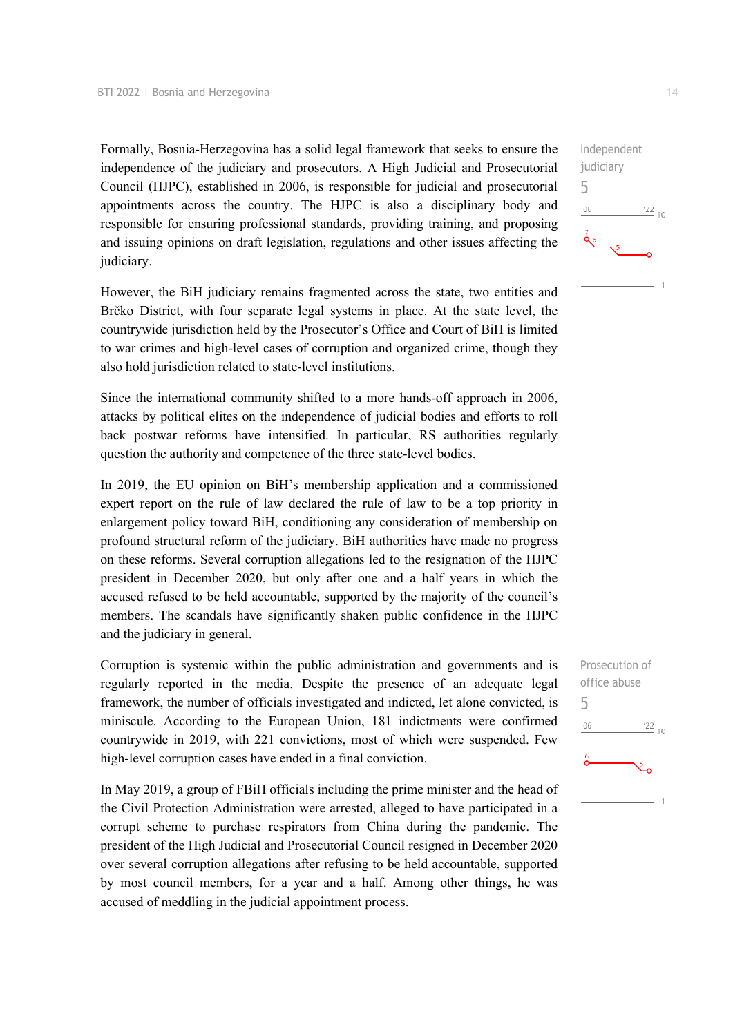Formally, Bosnia-Herzegovina has a solid legal framework that seeks to ensure the independence of the judiciary and prosecutors. A High Judicial and Prosecutorial Council (HJPC), established in 2006, is responsible for judicial and prosecutorial appointments across the country. The HJPC is also a disciplinary body and responsible for ensuring professional standards, providing training, and proposing and issuing opinions on draft legislation, regulations and other issues affecting the judiciary.

Independent judiciary
5

However, the BiH judiciary remains fragmented across the state, two entities and Brčko District, with four separate legal systems in place. At the state level, the countrywide jurisdiction held by the Prosecutor's Office and Court of BiH is limited to war crimes and high-level cases of corruption and organized crime, though they also hold jurisdiction related to state-level institutions.

Since the international community shifted to a more hands-off approach in 2006, attacks by political elites on the independence of judicial bodies and efforts to roll back postwar reforms have intensified. In particular, RS authorities regularly question the authority and competence of the three state-level bodies.

In 2019, the EU opinion on BiH's membership application and a commissioned expert report on the rule of law declared the rule of law to be a top priority in enlargement policy toward BiH, conditioning any consideration of membership on profound structural reform of the judiciary. BiH authorities have made no progress on these reforms. Several corruption allegations led to the resignation of the HJPC president in December 2020, but only after one and a half years in which the accused refused to be held accountable, supported by the majority of the council's members. The scandals have significantly shaken public confidence in the HJPC and the judiciary in general.

Corruption is systemic within the public administration and governments and is regularly reported in the media. Despite the presence of an adequate legal framework, the number of officials investigated and indicted, let alone convicted, is miniscule. According to the European Union, 181 indictments were confirmed countrywide in 2019, with 221 convictions, most of which were suspended. Few high-level corruption cases have ended in a final conviction.

Prosecution of office abuse
5

In May 2019, a group of FBiH officials including the prime minister and the head of the Civil Protection Administration were arrested, alleged to have participated in a corrupt scheme to purchase respirators from China during the pandemic. The president of the High Judicial and Prosecutorial Council resigned in December 2020 over several corruption allegations after refusing to be held accountable, supported by most council members, for a year and a half. Among other things, he was accused of meddling in the judicial appointment process.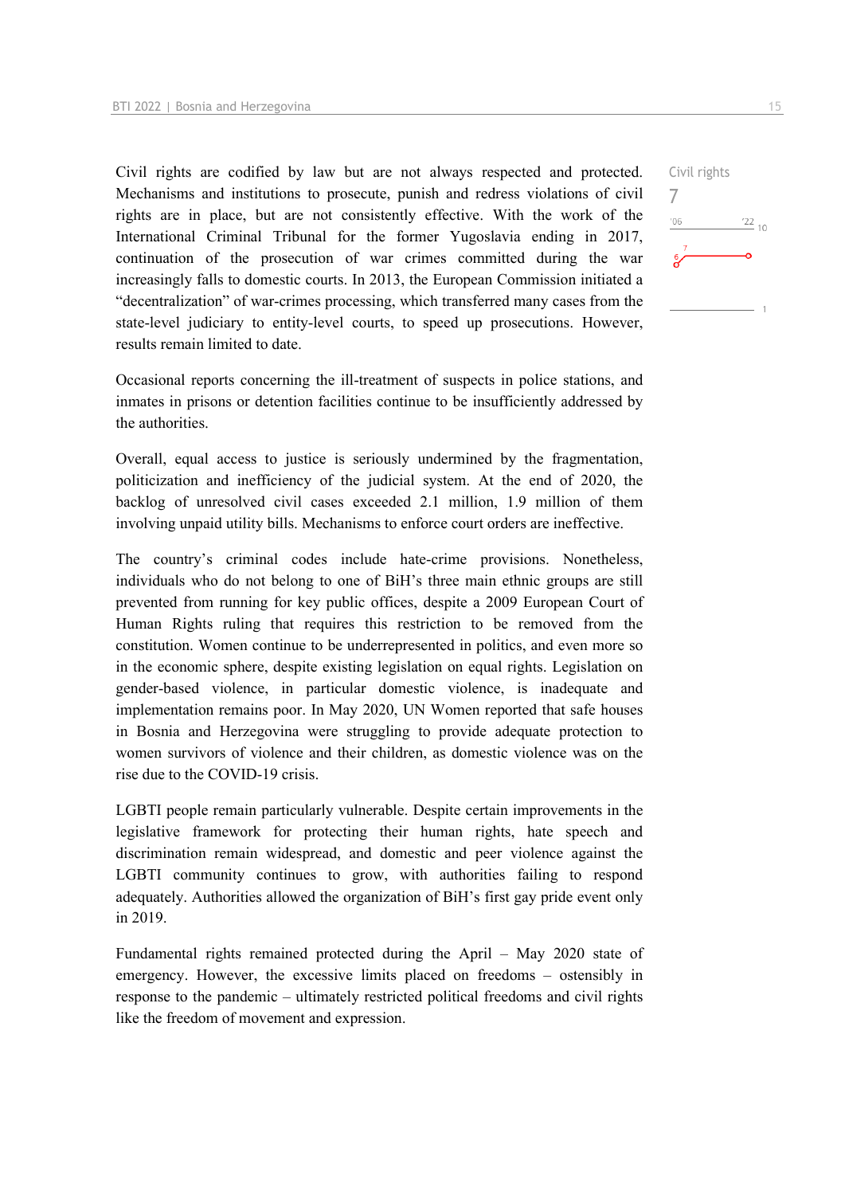Civil rights 7

Civil rights are codified by law but are not always respected and protected. Mechanisms and institutions to prosecute, punish and redress violations of civil rights are in place, but are not consistently effective. With the work of the International Criminal Tribunal for the former Yugoslavia ending in 2017, continuation of the prosecution of war crimes committed during the war increasingly falls to domestic courts. In 2013, the European Commission initiated a "decentralization" of war-crimes processing, which transferred many cases from the state-level judiciary to entity-level courts, to speed up prosecutions. However, results remain limited to date.

Occasional reports concerning the ill-treatment of suspects in police stations, and inmates in prisons or detention facilities continue to be insufficiently addressed by the authorities.

Overall, equal access to justice is seriously undermined by the fragmentation, politicization and inefficiency of the judicial system. At the end of 2020, the backlog of unresolved civil cases exceeded 2.1 million, 1.9 million of them involving unpaid utility bills. Mechanisms to enforce court orders are ineffective.

The country's criminal codes include hate-crime provisions. Nonetheless, individuals who do not belong to one of BiH's three main ethnic groups are still prevented from running for key public offices, despite a 2009 European Court of Human Rights ruling that requires this restriction to be removed from the constitution. Women continue to be underrepresented in politics, and even more so in the economic sphere, despite existing legislation on equal rights. Legislation on gender-based violence, in particular domestic violence, is inadequate and implementation remains poor. In May 2020, UN Women reported that safe houses in Bosnia and Herzegovina were struggling to provide adequate protection to women survivors of violence and their children, as domestic violence was on the rise due to the COVID-19 crisis.

LGBTI people remain particularly vulnerable. Despite certain improvements in the legislative framework for protecting their human rights, hate speech and discrimination remain widespread, and domestic and peer violence against the LGBTI community continues to grow, with authorities failing to respond adequately. Authorities allowed the organization of BiH's first gay pride event only in 2019.

Fundamental rights remained protected during the April – May 2020 state of emergency. However, the excessive limits placed on freedoms – ostensibly in response to the pandemic – ultimately restricted political freedoms and civil rights like the freedom of movement and expression.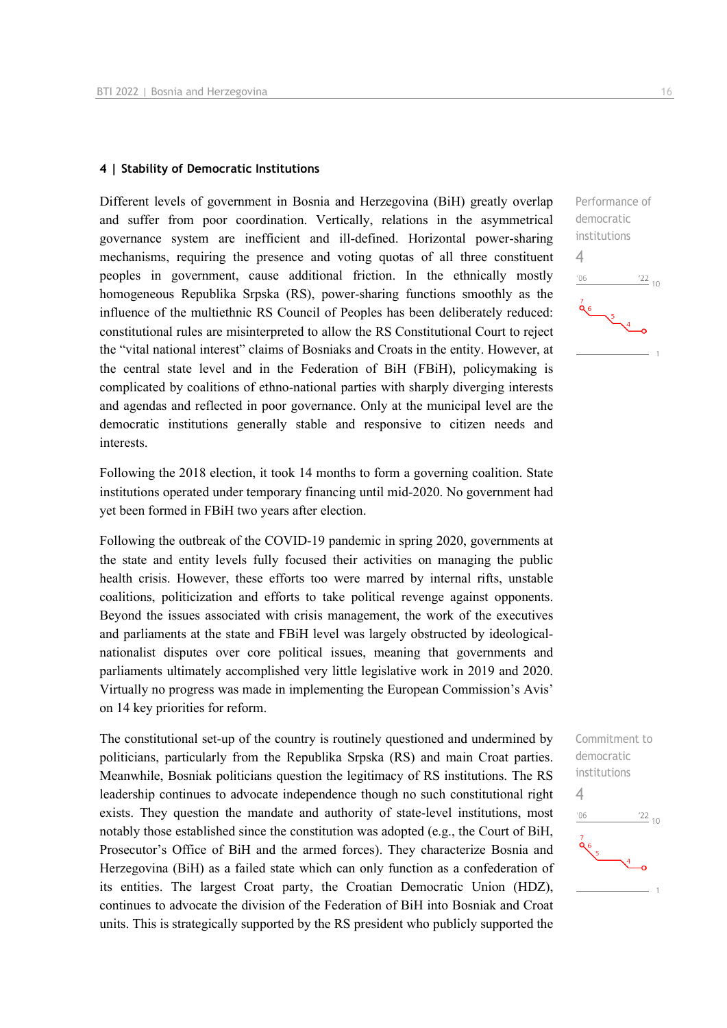### 4 | Stability of Democratic Institutions

Performance of democratic institutions

4

Different levels of government in Bosnia and Herzegovina (BiH) greatly overlap and suffer from poor coordination. Vertically, relations in the asymmetrical governance system are inefficient and ill-defined. Horizontal power-sharing mechanisms, requiring the presence and voting quotas of all three constituent peoples in government, cause additional friction. In the ethnically mostly homogeneous Republika Srpska (RS), power-sharing functions smoothly as the influence of the multiethnic RS Council of Peoples has been deliberately reduced: constitutional rules are misinterpreted to allow the RS Constitutional Court to reject the "vital national interest" claims of Bosniaks and Croats in the entity. However, at the central state level and in the Federation of BiH (FBiH), policymaking is complicated by coalitions of ethno-national parties with sharply diverging interests and agendas and reflected in poor governance. Only at the municipal level are the democratic institutions generally stable and responsive to citizen needs and interests.

Following the 2018 election, it took 14 months to form a governing coalition. State institutions operated under temporary financing until mid-2020. No government had yet been formed in FBiH two years after election.

Following the outbreak of the COVID-19 pandemic in spring 2020, governments at the state and entity levels fully focused their activities on managing the public health crisis. However, these efforts too were marred by internal rifts, unstable coalitions, politicization and efforts to take political revenge against opponents. Beyond the issues associated with crisis management, the work of the executives and parliaments at the state and FBiH level was largely obstructed by ideological-nationalist disputes over core political issues, meaning that governments and parliaments ultimately accomplished very little legislative work in 2019 and 2020. Virtually no progress was made in implementing the European Commission's Avis' on 14 key priorities for reform.

Commitment to democratic institutions

4

The constitutional set-up of the country is routinely questioned and undermined by politicians, particularly from the Republika Srpska (RS) and main Croat parties. Meanwhile, Bosniak politicians question the legitimacy of RS institutions. The RS leadership continues to advocate independence though no such constitutional right exists. They question the mandate and authority of state-level institutions, most notably those established since the constitution was adopted (e.g., the Court of BiH, Prosecutor's Office of BiH and the armed forces). They characterize Bosnia and Herzegovina (BiH) as a failed state which can only function as a confederation of its entities. The largest Croat party, the Croatian Democratic Union (HDZ), continues to advocate the division of the Federation of BiH into Bosniak and Croat units. This is strategically supported by the RS president who publicly supported the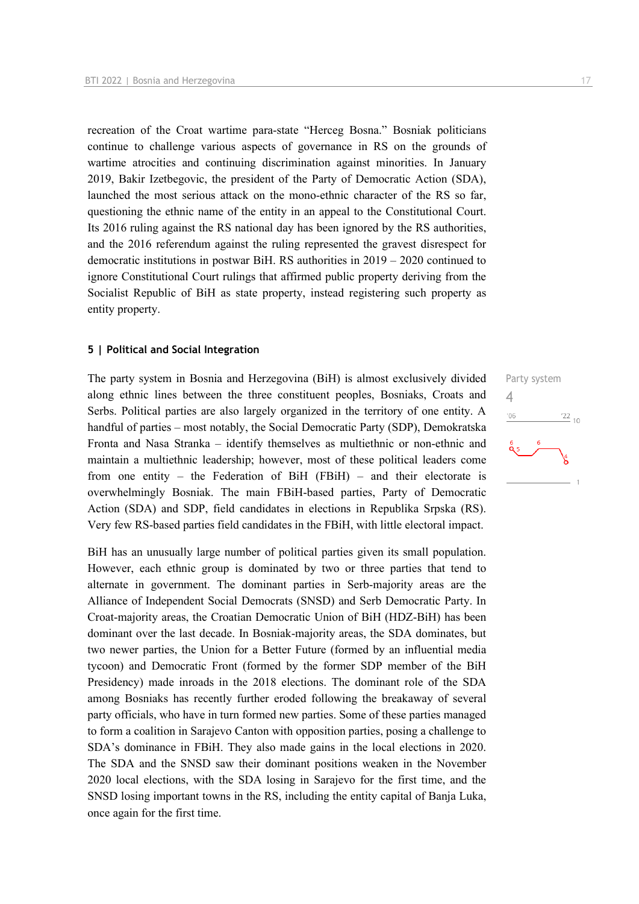recreation of the Croat wartime para-state "Herceg Bosna." Bosniak politicians continue to challenge various aspects of governance in RS on the grounds of wartime atrocities and continuing discrimination against minorities. In January 2019, Bakir Izetbegovic, the president of the Party of Democratic Action (SDA), launched the most serious attack on the mono-ethnic character of the RS so far, questioning the ethnic name of the entity in an appeal to the Constitutional Court. Its 2016 ruling against the RS national day has been ignored by the RS authorities, and the 2016 referendum against the ruling represented the gravest disrespect for democratic institutions in postwar BiH. RS authorities in 2019 – 2020 continued to ignore Constitutional Court rulings that affirmed public property deriving from the Socialist Republic of BiH as state property, instead registering such property as entity property.

## 5 | Political and Social Integration

Party system
4

The party system in Bosnia and Herzegovina (BiH) is almost exclusively divided along ethnic lines between the three constituent peoples, Bosniaks, Croats and Serbs. Political parties are also largely organized in the territory of one entity. A handful of parties – most notably, the Social Democratic Party (SDP), Demokratska Fronta and Nasa Stranka – identify themselves as multiethnic or non-ethnic and maintain a multiethnic leadership; however, most of these political leaders come from one entity – the Federation of BiH (FBiH) – and their electorate is overwhelmingly Bosniak. The main FBiH-based parties, Party of Democratic Action (SDA) and SDP, field candidates in elections in Republika Srpska (RS). Very few RS-based parties field candidates in the FBiH, with little electoral impact.

BiH has an unusually large number of political parties given its small population. However, each ethnic group is dominated by two or three parties that tend to alternate in government. The dominant parties in Serb-majority areas are the Alliance of Independent Social Democrats (SNSD) and Serb Democratic Party. In Croat-majority areas, the Croatian Democratic Union of BiH (HDZ-BiH) has been dominant over the last decade. In Bosniak-majority areas, the SDA dominates, but two newer parties, the Union for a Better Future (formed by an influential media tycoon) and Democratic Front (formed by the former SDP member of the BiH Presidency) made inroads in the 2018 elections. The dominant role of the SDA among Bosniaks has recently further eroded following the breakaway of several party officials, who have in turn formed new parties. Some of these parties managed to form a coalition in Sarajevo Canton with opposition parties, posing a challenge to SDA's dominance in FBiH. They also made gains in the local elections in 2020. The SDA and the SNSD saw their dominant positions weaken in the November 2020 local elections, with the SDA losing in Sarajevo for the first time, and the SNSD losing important towns in the RS, including the entity capital of Banja Luka, once again for the first time.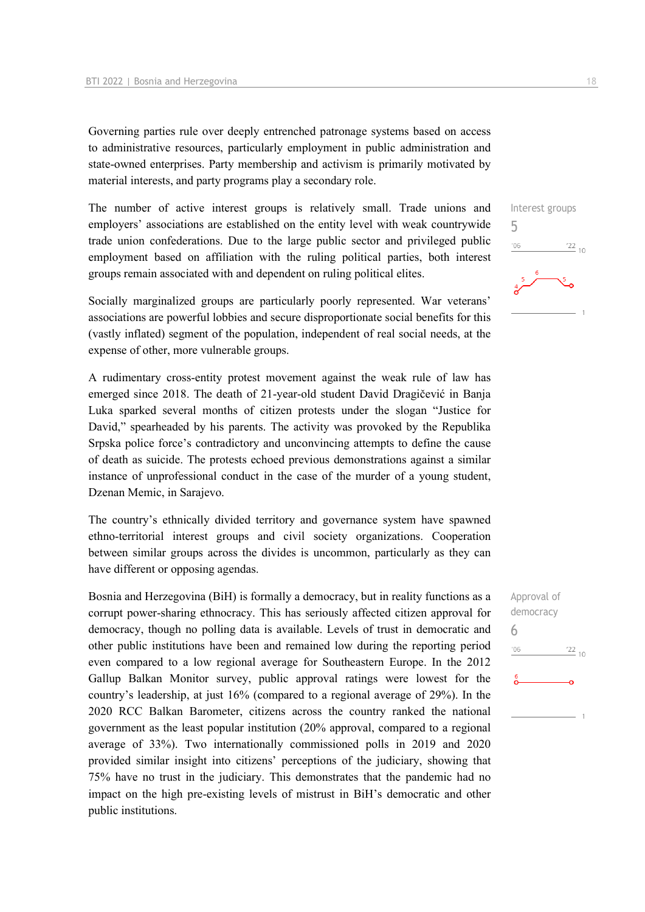Governing parties rule over deeply entrenched patronage systems based on access to administrative resources, particularly employment in public administration and state-owned enterprises. Party membership and activism is primarily motivated by material interests, and party programs play a secondary role.

The number of active interest groups is relatively small. Trade unions and employers' associations are established on the entity level with weak countrywide trade union confederations. Due to the large public sector and privileged public employment based on affiliation with the ruling political parties, both interest groups remain associated with and dependent on ruling political elites.

Interest groups
5

Socially marginalized groups are particularly poorly represented. War veterans' associations are powerful lobbies and secure disproportionate social benefits for this (vastly inflated) segment of the population, independent of real social needs, at the expense of other, more vulnerable groups.

A rudimentary cross-entity protest movement against the weak rule of law has emerged since 2018. The death of 21-year-old student David Dragičević in Banja Luka sparked several months of citizen protests under the slogan "Justice for David," spearheaded by his parents. The activity was provoked by the Republika Srpska police force's contradictory and unconvincing attempts to define the cause of death as suicide. The protests echoed previous demonstrations against a similar instance of unprofessional conduct in the case of the murder of a young student, Dzenan Memic, in Sarajevo.

The country's ethnically divided territory and governance system have spawned ethno-territorial interest groups and civil society organizations. Cooperation between similar groups across the divides is uncommon, particularly as they can have different or opposing agendas.

Bosnia and Herzegovina (BiH) is formally a democracy, but in reality functions as a corrupt power-sharing ethnocracy. This has seriously affected citizen approval for democracy, though no polling data is available. Levels of trust in democratic and other public institutions have been and remained low during the reporting period even compared to a low regional average for Southeastern Europe. In the 2012 Gallup Balkan Monitor survey, public approval ratings were lowest for the country's leadership, at just 16% (compared to a regional average of 29%). In the 2020 RCC Balkan Barometer, citizens across the country ranked the national government as the least popular institution (20% approval, compared to a regional average of 33%). Two internationally commissioned polls in 2019 and 2020 provided similar insight into citizens' perceptions of the judiciary, showing that 75% have no trust in the judiciary. This demonstrates that the pandemic had no impact on the high pre-existing levels of mistrust in BiH's democratic and other public institutions.

Approval of democracy
6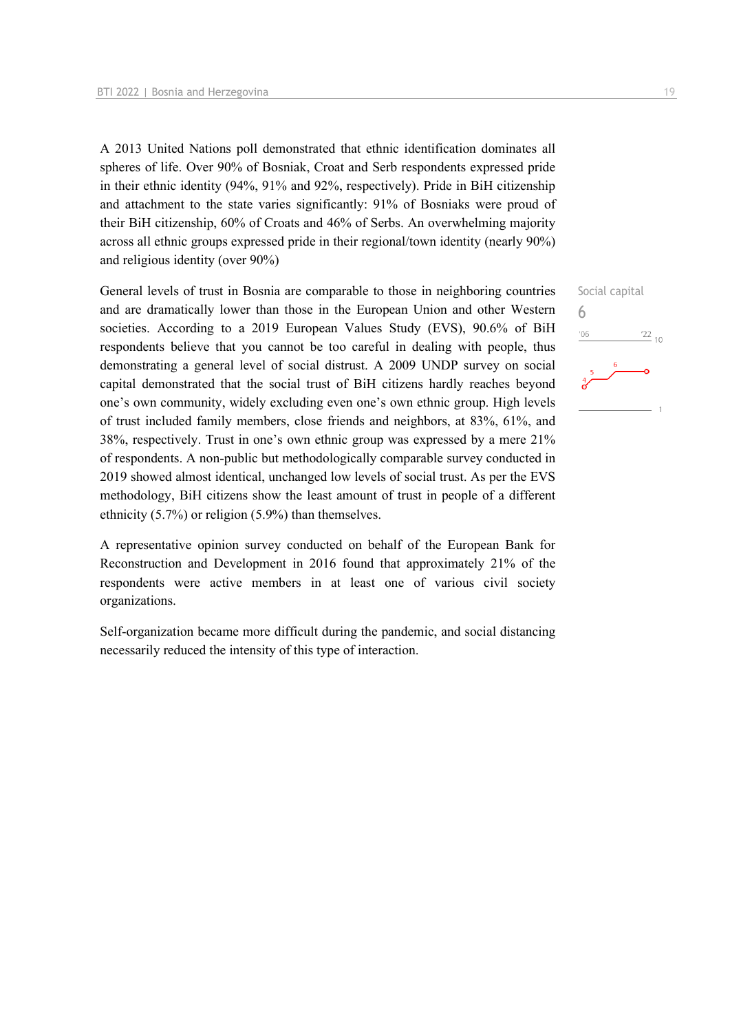A 2013 United Nations poll demonstrated that ethnic identification dominates all spheres of life. Over 90% of Bosniak, Croat and Serb respondents expressed pride in their ethnic identity (94%, 91% and 92%, respectively). Pride in BiH citizenship and attachment to the state varies significantly: 91% of Bosniaks were proud of their BiH citizenship, 60% of Croats and 46% of Serbs. An overwhelming majority across all ethnic groups expressed pride in their regional/town identity (nearly 90%) and religious identity (over 90%)

Social capital
6

General levels of trust in Bosnia are comparable to those in neighboring countries and are dramatically lower than those in the European Union and other Western societies. According to a 2019 European Values Study (EVS), 90.6% of BiH respondents believe that you cannot be too careful in dealing with people, thus demonstrating a general level of social distrust. A 2009 UNDP survey on social capital demonstrated that the social trust of BiH citizens hardly reaches beyond one's own community, widely excluding even one's own ethnic group. High levels of trust included family members, close friends and neighbors, at 83%, 61%, and 38%, respectively. Trust in one's own ethnic group was expressed by a mere 21% of respondents. A non-public but methodologically comparable survey conducted in 2019 showed almost identical, unchanged low levels of social trust. As per the EVS methodology, BiH citizens show the least amount of trust in people of a different ethnicity (5.7%) or religion (5.9%) than themselves.

A representative opinion survey conducted on behalf of the European Bank for Reconstruction and Development in 2016 found that approximately 21% of the respondents were active members in at least one of various civil society organizations.

Self-organization became more difficult during the pandemic, and social distancing necessarily reduced the intensity of this type of interaction.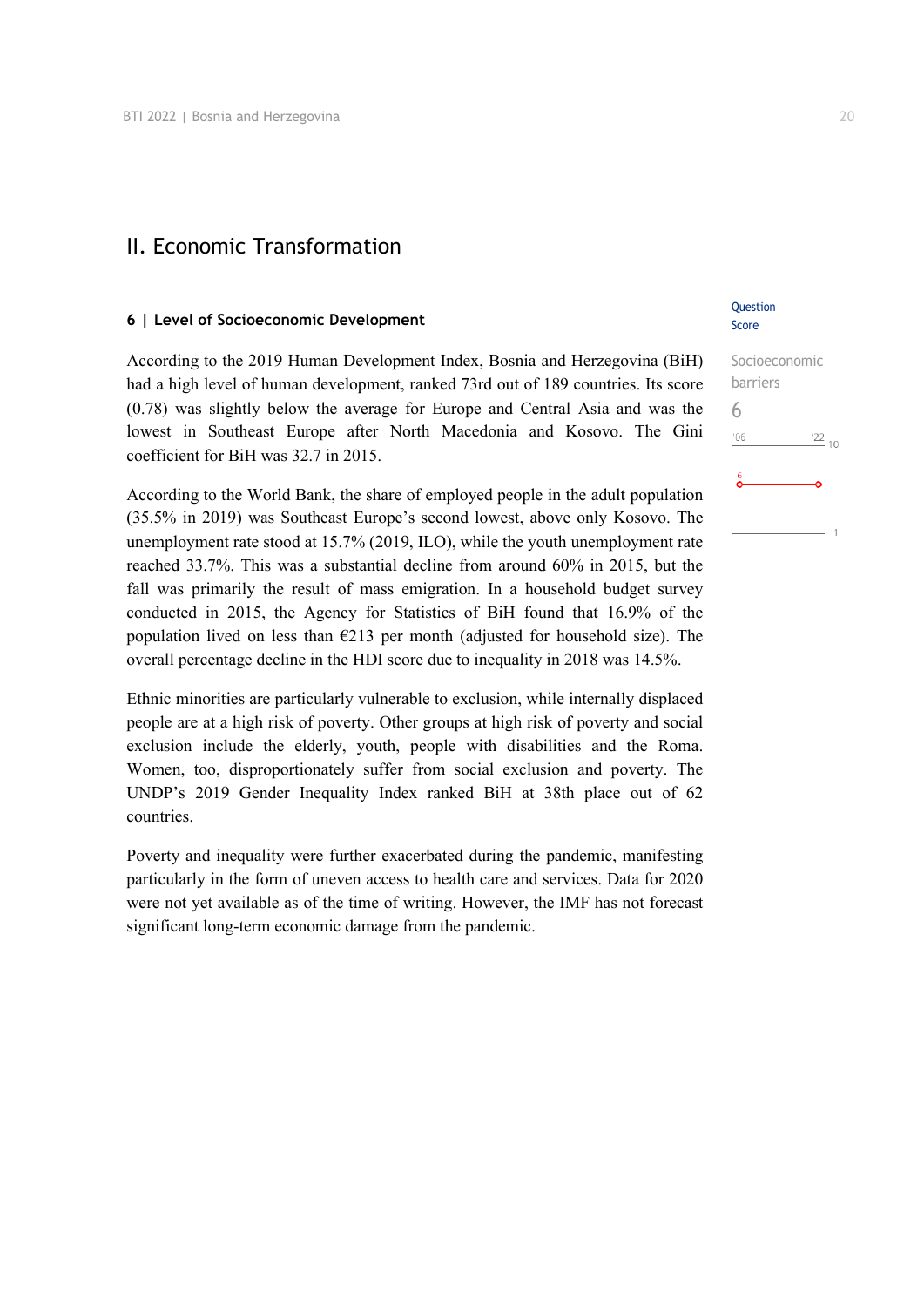## II. Economic Transformation

### 6 | Level of Socioeconomic Development

Question Score

Socioeconomic barriers

6

According to the 2019 Human Development Index, Bosnia and Herzegovina (BiH) had a high level of human development, ranked 73rd out of 189 countries. Its score (0.78) was slightly below the average for Europe and Central Asia and was the lowest in Southeast Europe after North Macedonia and Kosovo. The Gini coefficient for BiH was 32.7 in 2015.

According to the World Bank, the share of employed people in the adult population (35.5% in 2019) was Southeast Europe's second lowest, above only Kosovo. The unemployment rate stood at 15.7% (2019, ILO), while the youth unemployment rate reached 33.7%. This was a substantial decline from around 60% in 2015, but the fall was primarily the result of mass emigration. In a household budget survey conducted in 2015, the Agency for Statistics of BiH found that 16.9% of the population lived on less than €213 per month (adjusted for household size). The overall percentage decline in the HDI score due to inequality in 2018 was 14.5%.

Ethnic minorities are particularly vulnerable to exclusion, while internally displaced people are at a high risk of poverty. Other groups at high risk of poverty and social exclusion include the elderly, youth, people with disabilities and the Roma. Women, too, disproportionately suffer from social exclusion and poverty. The UNDP's 2019 Gender Inequality Index ranked BiH at 38th place out of 62 countries.

Poverty and inequality were further exacerbated during the pandemic, manifesting particularly in the form of uneven access to health care and services. Data for 2020 were not yet available as of the time of writing. However, the IMF has not forecast significant long-term economic damage from the pandemic.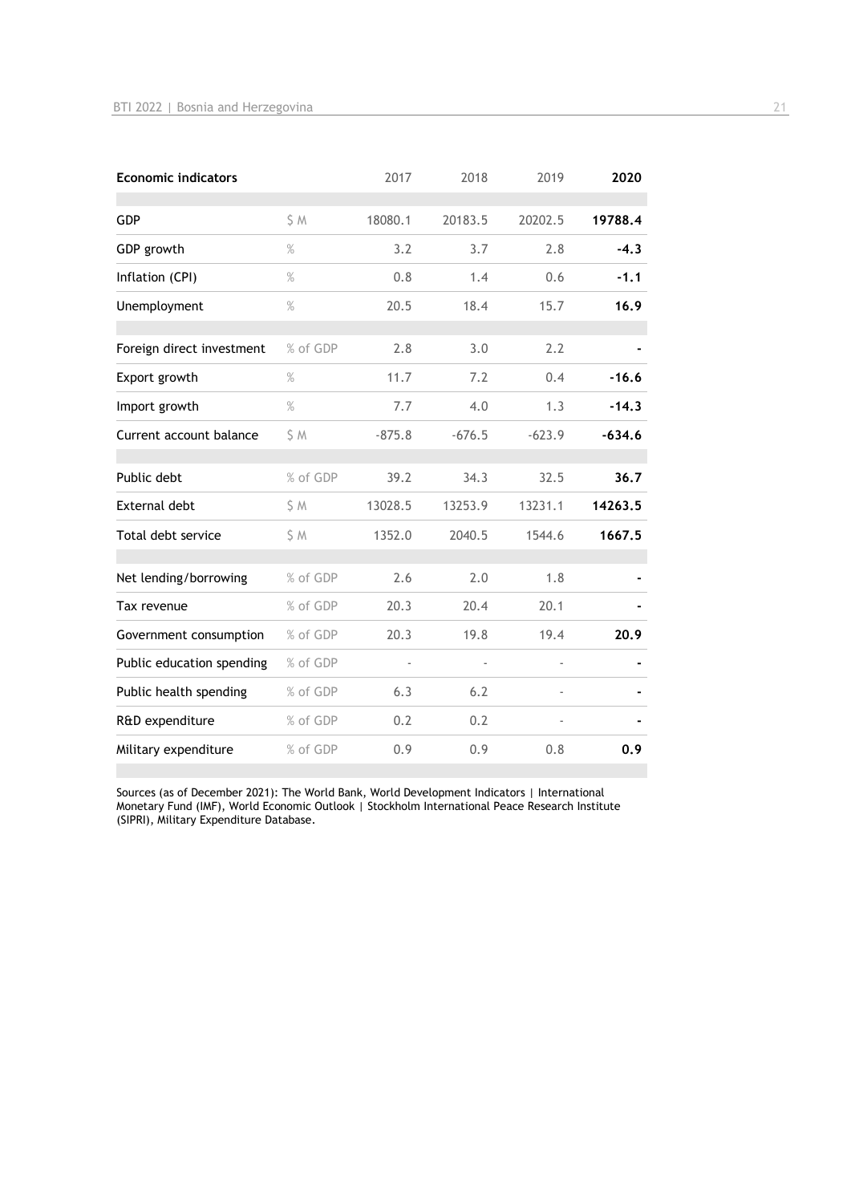| Economic indicators | | 2017 | 2018 | 2019 | **2020** |
|---|---|---|---|---|---|
| GDP | $ M | 18080.1 | 20183.5 | 20202.5 | **19788.4** |
| GDP growth | % | 3.2 | 3.7 | 2.8 | **-4.3** |
| Inflation (CPI) | % | 0.8 | 1.4 | 0.6 | **-1.1** |
| Unemployment | % | 20.5 | 18.4 | 15.7 | **16.9** |
| Foreign direct investment | % of GDP | 2.8 | 3.0 | 2.2 | **-** |
| Export growth | % | 11.7 | 7.2 | 0.4 | **-16.6** |
| Import growth | % | 7.7 | 4.0 | 1.3 | **-14.3** |
| Current account balance | $ M | -875.8 | -676.5 | -623.9 | **-634.6** |
| Public debt | % of GDP | 39.2 | 34.3 | 32.5 | **36.7** |
| External debt | $ M | 13028.5 | 13253.9 | 13231.1 | **14263.5** |
| Total debt service | $ M | 1352.0 | 2040.5 | 1544.6 | **1667.5** |
| Net lending/borrowing | % of GDP | 2.6 | 2.0 | 1.8 | **-** |
| Tax revenue | % of GDP | 20.3 | 20.4 | 20.1 | **-** |
| Government consumption | % of GDP | 20.3 | 19.8 | 19.4 | **20.9** |
| Public education spending | % of GDP | - | - | - | **-** |
| Public health spending | % of GDP | 6.3 | 6.2 | - | **-** |
| R&D expenditure | % of GDP | 0.2 | 0.2 | - | **-** |
| Military expenditure | % of GDP | 0.9 | 0.9 | 0.8 | **0.9** |

Sources (as of December 2021): The World Bank, World Development Indicators | International Monetary Fund (IMF), World Economic Outlook | Stockholm International Peace Research Institute (SIPRI), Military Expenditure Database.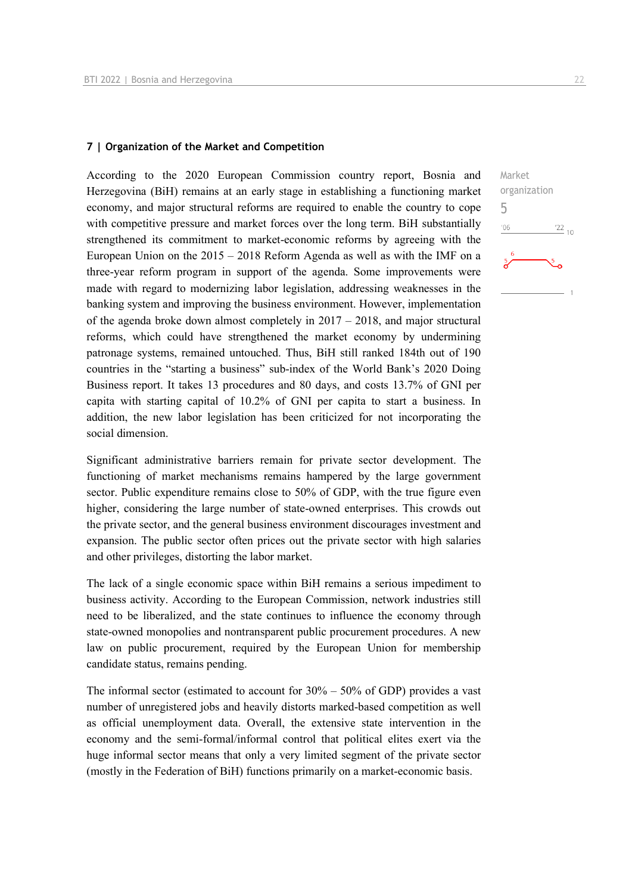## 7 | Organization of the Market and Competition

Market organization
5

According to the 2020 European Commission country report, Bosnia and Herzegovina (BiH) remains at an early stage in establishing a functioning market economy, and major structural reforms are required to enable the country to cope with competitive pressure and market forces over the long term. BiH substantially strengthened its commitment to market-economic reforms by agreeing with the European Union on the 2015 – 2018 Reform Agenda as well as with the IMF on a three-year reform program in support of the agenda. Some improvements were made with regard to modernizing labor legislation, addressing weaknesses in the banking system and improving the business environment. However, implementation of the agenda broke down almost completely in 2017 – 2018, and major structural reforms, which could have strengthened the market economy by undermining patronage systems, remained untouched. Thus, BiH still ranked 184th out of 190 countries in the "starting a business" sub-index of the World Bank's 2020 Doing Business report. It takes 13 procedures and 80 days, and costs 13.7% of GNI per capita with starting capital of 10.2% of GNI per capita to start a business. In addition, the new labor legislation has been criticized for not incorporating the social dimension.

Significant administrative barriers remain for private sector development. The functioning of market mechanisms remains hampered by the large government sector. Public expenditure remains close to 50% of GDP, with the true figure even higher, considering the large number of state-owned enterprises. This crowds out the private sector, and the general business environment discourages investment and expansion. The public sector often prices out the private sector with high salaries and other privileges, distorting the labor market.

The lack of a single economic space within BiH remains a serious impediment to business activity. According to the European Commission, network industries still need to be liberalized, and the state continues to influence the economy through state-owned monopolies and nontransparent public procurement procedures. A new law on public procurement, required by the European Union for membership candidate status, remains pending.

The informal sector (estimated to account for 30% – 50% of GDP) provides a vast number of unregistered jobs and heavily distorts marked-based competition as well as official unemployment data. Overall, the extensive state intervention in the economy and the semi-formal/informal control that political elites exert via the huge informal sector means that only a very limited segment of the private sector (mostly in the Federation of BiH) functions primarily on a market-economic basis.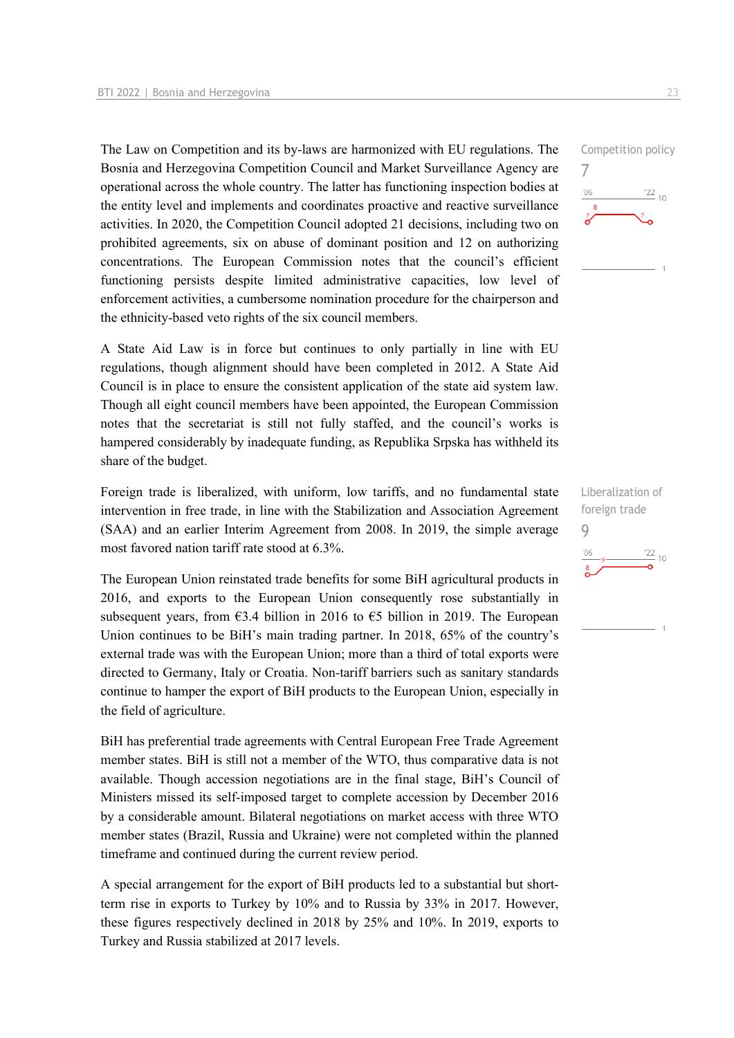The Law on Competition and its by-laws are harmonized with EU regulations. The Bosnia and Herzegovina Competition Council and Market Surveillance Agency are operational across the whole country. The latter has functioning inspection bodies at the entity level and implements and coordinates proactive and reactive surveillance activities. In 2020, the Competition Council adopted 21 decisions, including two on prohibited agreements, six on abuse of dominant position and 12 on authorizing concentrations. The European Commission notes that the council's efficient functioning persists despite limited administrative capacities, low level of enforcement activities, a cumbersome nomination procedure for the chairperson and the ethnicity-based veto rights of the six council members.

Competition policy
7

A State Aid Law is in force but continues to only partially in line with EU regulations, though alignment should have been completed in 2012. A State Aid Council is in place to ensure the consistent application of the state aid system law. Though all eight council members have been appointed, the European Commission notes that the secretariat is still not fully staffed, and the council's works is hampered considerably by inadequate funding, as Republika Srpska has withheld its share of the budget.

Foreign trade is liberalized, with uniform, low tariffs, and no fundamental state intervention in free trade, in line with the Stabilization and Association Agreement (SAA) and an earlier Interim Agreement from 2008. In 2019, the simple average most favored nation tariff rate stood at 6.3%.

Liberalization of foreign trade
9

The European Union reinstated trade benefits for some BiH agricultural products in 2016, and exports to the European Union consequently rose substantially in subsequent years, from €3.4 billion in 2016 to €5 billion in 2019. The European Union continues to be BiH's main trading partner. In 2018, 65% of the country's external trade was with the European Union; more than a third of total exports were directed to Germany, Italy or Croatia. Non-tariff barriers such as sanitary standards continue to hamper the export of BiH products to the European Union, especially in the field of agriculture.

BiH has preferential trade agreements with Central European Free Trade Agreement member states. BiH is still not a member of the WTO, thus comparative data is not available. Though accession negotiations are in the final stage, BiH's Council of Ministers missed its self-imposed target to complete accession by December 2016 by a considerable amount. Bilateral negotiations on market access with three WTO member states (Brazil, Russia and Ukraine) were not completed within the planned timeframe and continued during the current review period.

A special arrangement for the export of BiH products led to a substantial but short-term rise in exports to Turkey by 10% and to Russia by 33% in 2017. However, these figures respectively declined in 2018 by 25% and 10%. In 2019, exports to Turkey and Russia stabilized at 2017 levels.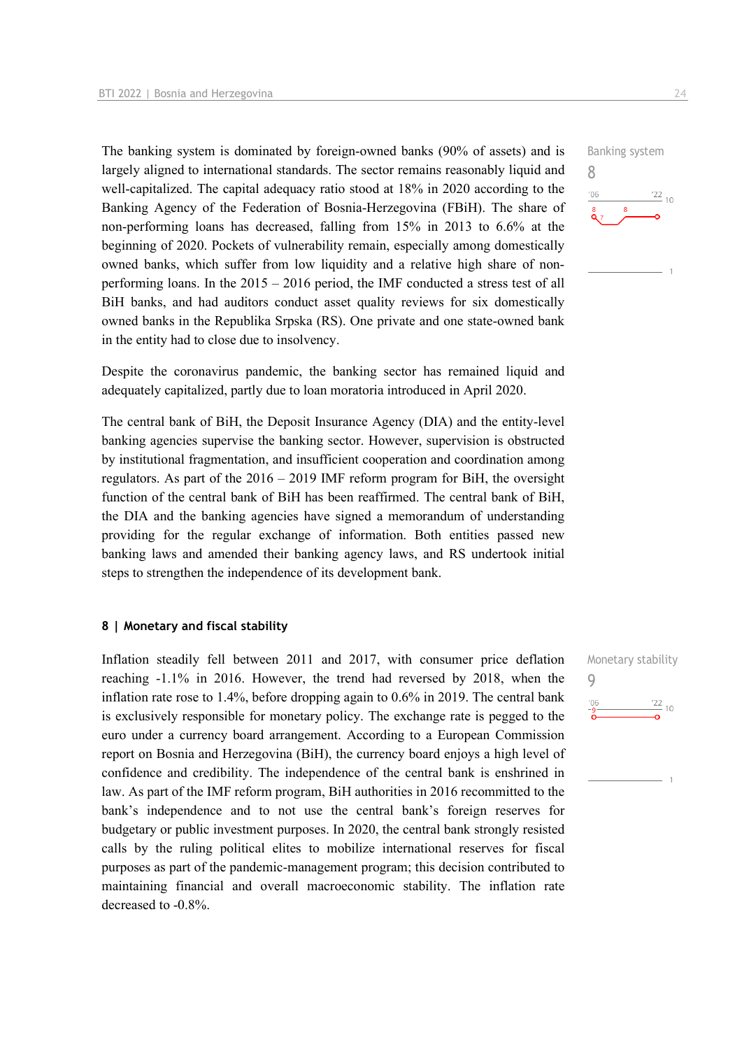The banking system is dominated by foreign-owned banks (90% of assets) and is largely aligned to international standards. The sector remains reasonably liquid and well-capitalized. The capital adequacy ratio stood at 18% in 2020 according to the Banking Agency of the Federation of Bosnia-Herzegovina (FBiH). The share of non-performing loans has decreased, falling from 15% in 2013 to 6.6% at the beginning of 2020. Pockets of vulnerability remain, especially among domestically owned banks, which suffer from low liquidity and a relative high share of non-performing loans. In the 2015 – 2016 period, the IMF conducted a stress test of all BiH banks, and had auditors conduct asset quality reviews for six domestically owned banks in the Republika Srpska (RS). One private and one state-owned bank in the entity had to close due to insolvency.

Banking system
8

Despite the coronavirus pandemic, the banking sector has remained liquid and adequately capitalized, partly due to loan moratoria introduced in April 2020.

The central bank of BiH, the Deposit Insurance Agency (DIA) and the entity-level banking agencies supervise the banking sector. However, supervision is obstructed by institutional fragmentation, and insufficient cooperation and coordination among regulators. As part of the 2016 – 2019 IMF reform program for BiH, the oversight function of the central bank of BiH has been reaffirmed. The central bank of BiH, the DIA and the banking agencies have signed a memorandum of understanding providing for the regular exchange of information. Both entities passed new banking laws and amended their banking agency laws, and RS undertook initial steps to strengthen the independence of its development bank.

## 8 | Monetary and fiscal stability

Inflation steadily fell between 2011 and 2017, with consumer price deflation reaching -1.1% in 2016. However, the trend had reversed by 2018, when the inflation rate rose to 1.4%, before dropping again to 0.6% in 2019. The central bank is exclusively responsible for monetary policy. The exchange rate is pegged to the euro under a currency board arrangement. According to a European Commission report on Bosnia and Herzegovina (BiH), the currency board enjoys a high level of confidence and credibility. The independence of the central bank is enshrined in law. As part of the IMF reform program, BiH authorities in 2016 recommitted to the bank's independence and to not use the central bank's foreign reserves for budgetary or public investment purposes. In 2020, the central bank strongly resisted calls by the ruling political elites to mobilize international reserves for fiscal purposes as part of the pandemic-management program; this decision contributed to maintaining financial and overall macroeconomic stability. The inflation rate decreased to -0.8%.

Monetary stability
9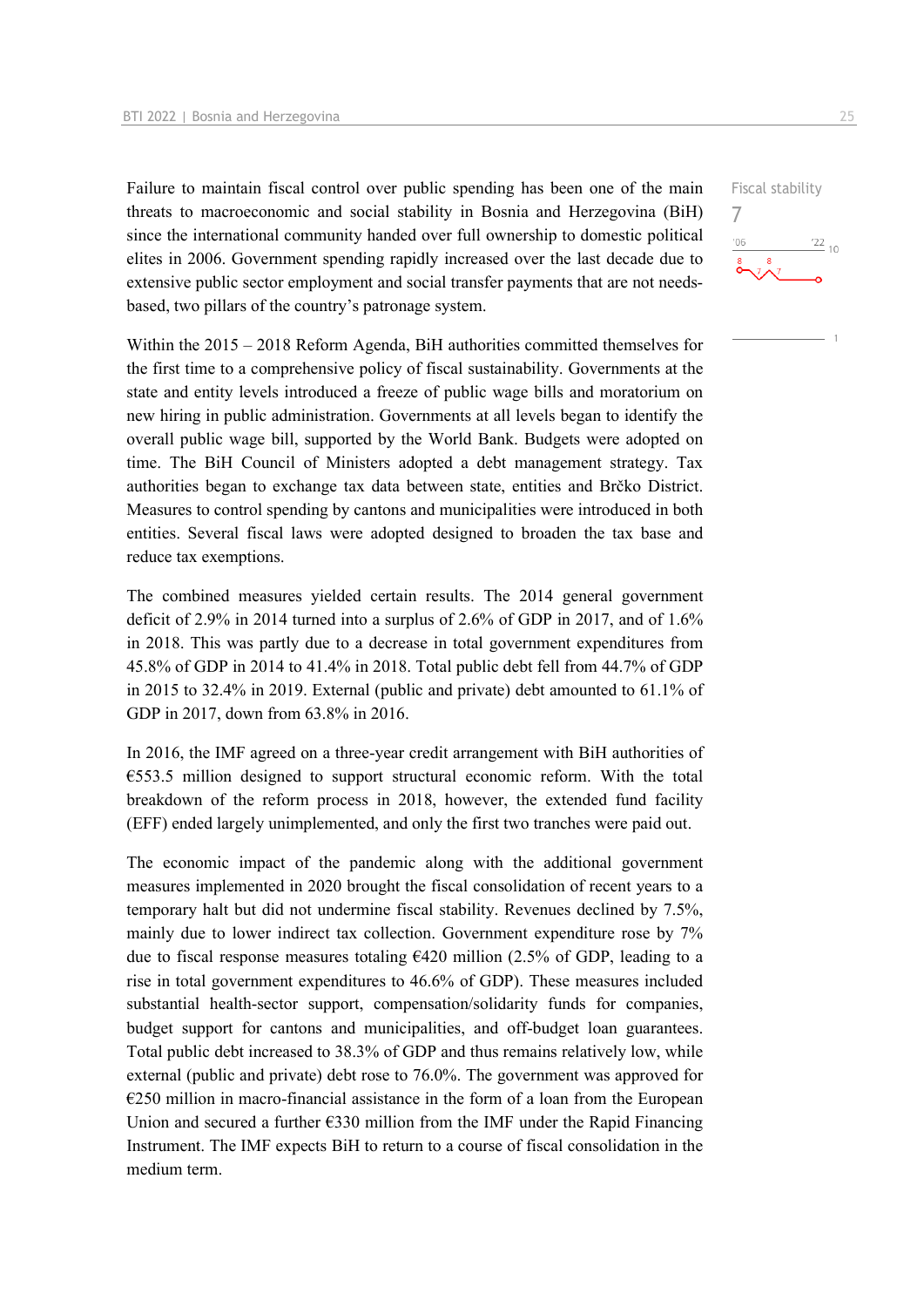Failure to maintain fiscal control over public spending has been one of the main threats to macroeconomic and social stability in Bosnia and Herzegovina (BiH) since the international community handed over full ownership to domestic political elites in 2006. Government spending rapidly increased over the last decade due to extensive public sector employment and social transfer payments that are not needs-based, two pillars of the country's patronage system.

Fiscal stability
7

Within the 2015 – 2018 Reform Agenda, BiH authorities committed themselves for the first time to a comprehensive policy of fiscal sustainability. Governments at the state and entity levels introduced a freeze of public wage bills and moratorium on new hiring in public administration. Governments at all levels began to identify the overall public wage bill, supported by the World Bank. Budgets were adopted on time. The BiH Council of Ministers adopted a debt management strategy. Tax authorities began to exchange tax data between state, entities and Brčko District. Measures to control spending by cantons and municipalities were introduced in both entities. Several fiscal laws were adopted designed to broaden the tax base and reduce tax exemptions.

The combined measures yielded certain results. The 2014 general government deficit of 2.9% in 2014 turned into a surplus of 2.6% of GDP in 2017, and of 1.6% in 2018. This was partly due to a decrease in total government expenditures from 45.8% of GDP in 2014 to 41.4% in 2018. Total public debt fell from 44.7% of GDP in 2015 to 32.4% in 2019. External (public and private) debt amounted to 61.1% of GDP in 2017, down from 63.8% in 2016.

In 2016, the IMF agreed on a three-year credit arrangement with BiH authorities of €553.5 million designed to support structural economic reform. With the total breakdown of the reform process in 2018, however, the extended fund facility (EFF) ended largely unimplemented, and only the first two tranches were paid out.

The economic impact of the pandemic along with the additional government measures implemented in 2020 brought the fiscal consolidation of recent years to a temporary halt but did not undermine fiscal stability. Revenues declined by 7.5%, mainly due to lower indirect tax collection. Government expenditure rose by 7% due to fiscal response measures totaling €420 million (2.5% of GDP, leading to a rise in total government expenditures to 46.6% of GDP). These measures included substantial health-sector support, compensation/solidarity funds for companies, budget support for cantons and municipalities, and off-budget loan guarantees. Total public debt increased to 38.3% of GDP and thus remains relatively low, while external (public and private) debt rose to 76.0%. The government was approved for €250 million in macro-financial assistance in the form of a loan from the European Union and secured a further €330 million from the IMF under the Rapid Financing Instrument. The IMF expects BiH to return to a course of fiscal consolidation in the medium term.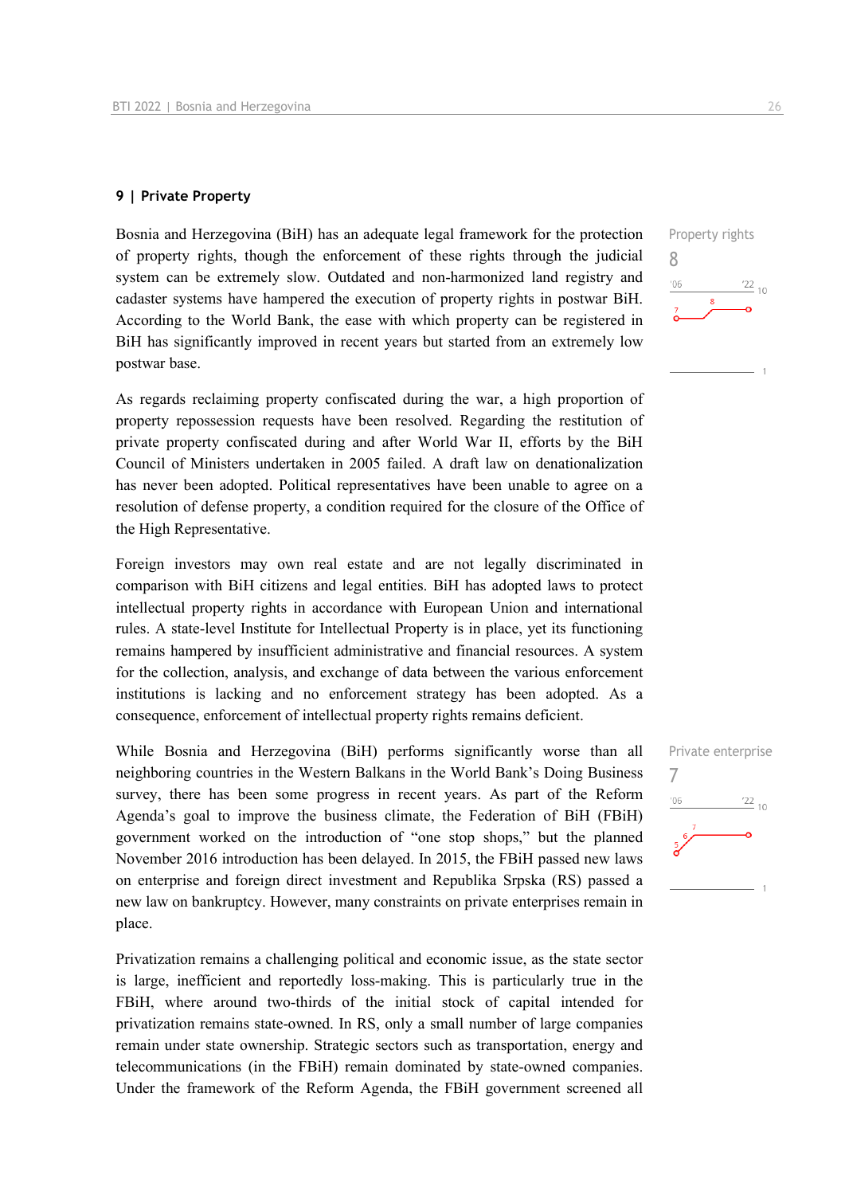## 9 | Private Property

Bosnia and Herzegovina (BiH) has an adequate legal framework for the protection of property rights, though the enforcement of these rights through the judicial system can be extremely slow. Outdated and non-harmonized land registry and cadaster systems have hampered the execution of property rights in postwar BiH. According to the World Bank, the ease with which property can be registered in BiH has significantly improved in recent years but started from an extremely low postwar base.

Property rights
8

As regards reclaiming property confiscated during the war, a high proportion of property repossession requests have been resolved. Regarding the restitution of private property confiscated during and after World War II, efforts by the BiH Council of Ministers undertaken in 2005 failed. A draft law on denationalization has never been adopted. Political representatives have been unable to agree on a resolution of defense property, a condition required for the closure of the Office of the High Representative.

Foreign investors may own real estate and are not legally discriminated in comparison with BiH citizens and legal entities. BiH has adopted laws to protect intellectual property rights in accordance with European Union and international rules. A state-level Institute for Intellectual Property is in place, yet its functioning remains hampered by insufficient administrative and financial resources. A system for the collection, analysis, and exchange of data between the various enforcement institutions is lacking and no enforcement strategy has been adopted. As a consequence, enforcement of intellectual property rights remains deficient.

While Bosnia and Herzegovina (BiH) performs significantly worse than all neighboring countries in the Western Balkans in the World Bank's Doing Business survey, there has been some progress in recent years. As part of the Reform Agenda's goal to improve the business climate, the Federation of BiH (FBiH) government worked on the introduction of "one stop shops," but the planned November 2016 introduction has been delayed. In 2015, the FBiH passed new laws on enterprise and foreign direct investment and Republika Srpska (RS) passed a new law on bankruptcy. However, many constraints on private enterprises remain in place.

Private enterprise
7

Privatization remains a challenging political and economic issue, as the state sector is large, inefficient and reportedly loss-making. This is particularly true in the FBiH, where around two-thirds of the initial stock of capital intended for privatization remains state-owned. In RS, only a small number of large companies remain under state ownership. Strategic sectors such as transportation, energy and telecommunications (in the FBiH) remain dominated by state-owned companies. Under the framework of the Reform Agenda, the FBiH government screened all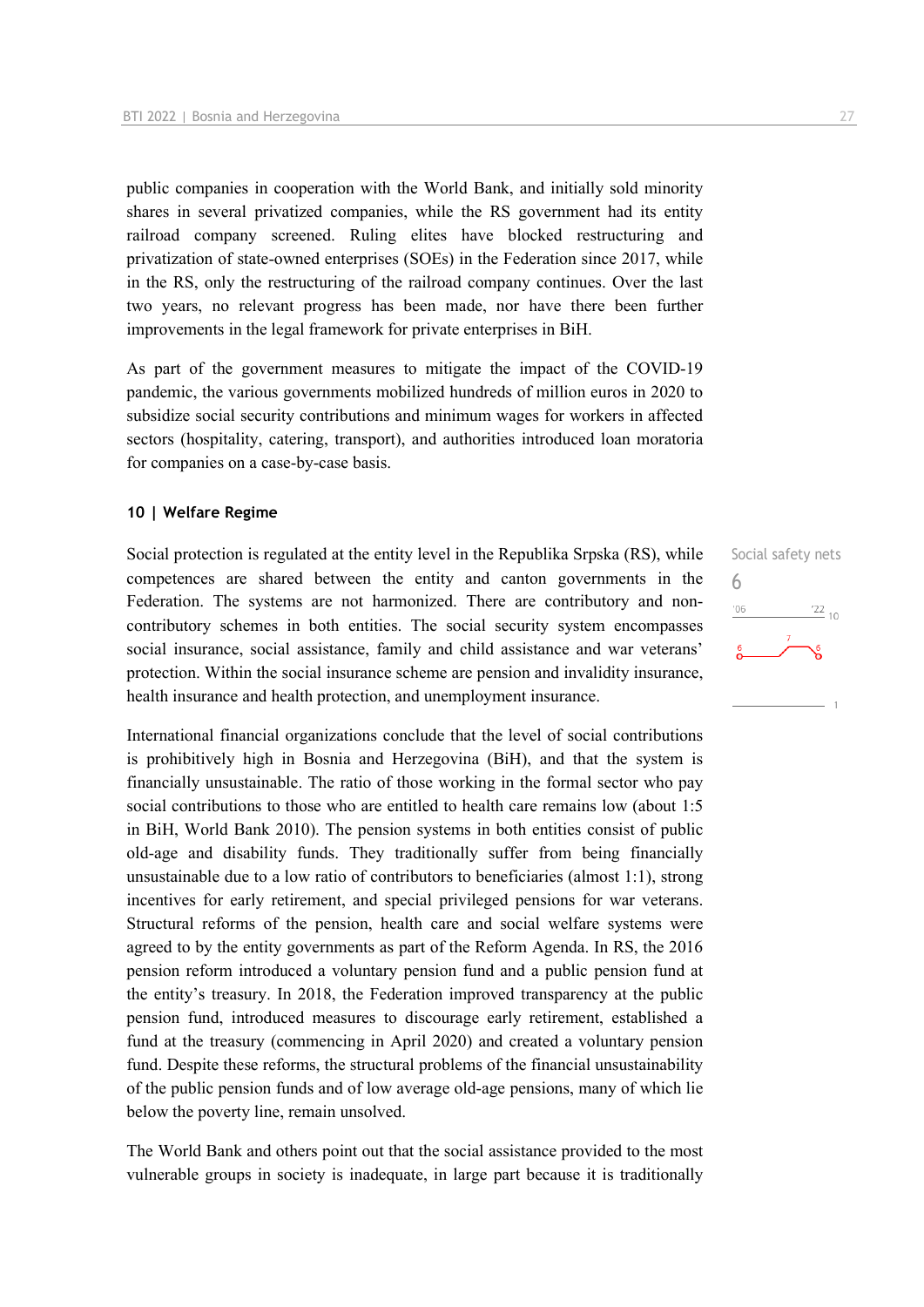public companies in cooperation with the World Bank, and initially sold minority shares in several privatized companies, while the RS government had its entity railroad company screened. Ruling elites have blocked restructuring and privatization of state-owned enterprises (SOEs) in the Federation since 2017, while in the RS, only the restructuring of the railroad company continues. Over the last two years, no relevant progress has been made, nor have there been further improvements in the legal framework for private enterprises in BiH.

As part of the government measures to mitigate the impact of the COVID-19 pandemic, the various governments mobilized hundreds of million euros in 2020 to subsidize social security contributions and minimum wages for workers in affected sectors (hospitality, catering, transport), and authorities introduced loan moratoria for companies on a case-by-case basis.

### 10 | Welfare Regime

Social safety nets
6

Social protection is regulated at the entity level in the Republika Srpska (RS), while competences are shared between the entity and canton governments in the Federation. The systems are not harmonized. There are contributory and non-contributory schemes in both entities. The social security system encompasses social insurance, social assistance, family and child assistance and war veterans' protection. Within the social insurance scheme are pension and invalidity insurance, health insurance and health protection, and unemployment insurance.

International financial organizations conclude that the level of social contributions is prohibitively high in Bosnia and Herzegovina (BiH), and that the system is financially unsustainable. The ratio of those working in the formal sector who pay social contributions to those who are entitled to health care remains low (about 1:5 in BiH, World Bank 2010). The pension systems in both entities consist of public old-age and disability funds. They traditionally suffer from being financially unsustainable due to a low ratio of contributors to beneficiaries (almost 1:1), strong incentives for early retirement, and special privileged pensions for war veterans. Structural reforms of the pension, health care and social welfare systems were agreed to by the entity governments as part of the Reform Agenda. In RS, the 2016 pension reform introduced a voluntary pension fund and a public pension fund at the entity's treasury. In 2018, the Federation improved transparency at the public pension fund, introduced measures to discourage early retirement, established a fund at the treasury (commencing in April 2020) and created a voluntary pension fund. Despite these reforms, the structural problems of the financial unsustainability of the public pension funds and of low average old-age pensions, many of which lie below the poverty line, remain unsolved.

The World Bank and others point out that the social assistance provided to the most vulnerable groups in society is inadequate, in large part because it is traditionally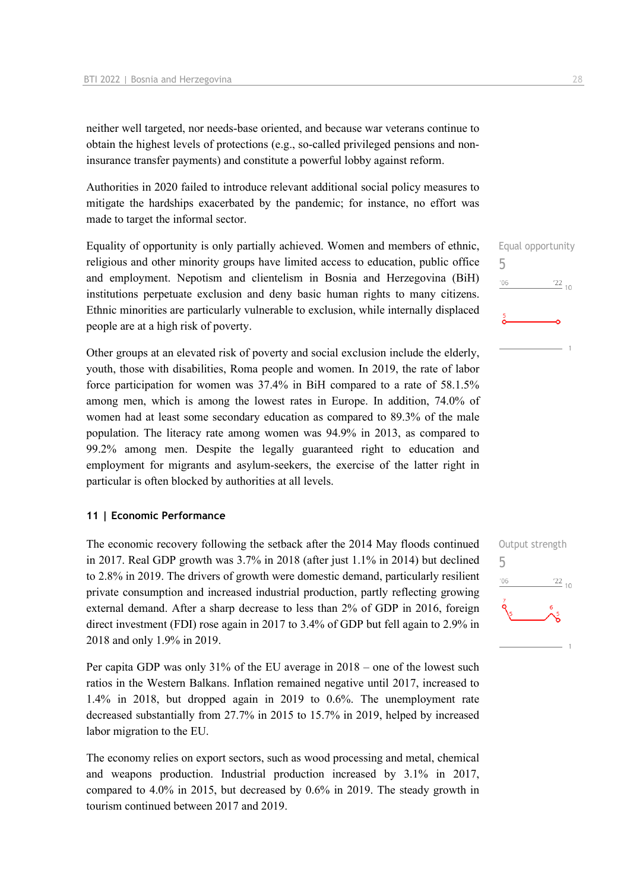neither well targeted, nor needs-base oriented, and because war veterans continue to obtain the highest levels of protections (e.g., so-called privileged pensions and non-insurance transfer payments) and constitute a powerful lobby against reform.

Authorities in 2020 failed to introduce relevant additional social policy measures to mitigate the hardships exacerbated by the pandemic; for instance, no effort was made to target the informal sector.

Equal opportunity
5

Equality of opportunity is only partially achieved. Women and members of ethnic, religious and other minority groups have limited access to education, public office and employment. Nepotism and clientelism in Bosnia and Herzegovina (BiH) institutions perpetuate exclusion and deny basic human rights to many citizens. Ethnic minorities are particularly vulnerable to exclusion, while internally displaced people are at a high risk of poverty.

Other groups at an elevated risk of poverty and social exclusion include the elderly, youth, those with disabilities, Roma people and women. In 2019, the rate of labor force participation for women was 37.4% in BiH compared to a rate of 58.1.5% among men, which is among the lowest rates in Europe. In addition, 74.0% of women had at least some secondary education as compared to 89.3% of the male population. The literacy rate among women was 94.9% in 2013, as compared to 99.2% among men. Despite the legally guaranteed right to education and employment for migrants and asylum-seekers, the exercise of the latter right in particular is often blocked by authorities at all levels.

## 11 | Economic Performance

Output strength
5

The economic recovery following the setback after the 2014 May floods continued in 2017. Real GDP growth was 3.7% in 2018 (after just 1.1% in 2014) but declined to 2.8% in 2019. The drivers of growth were domestic demand, particularly resilient private consumption and increased industrial production, partly reflecting growing external demand. After a sharp decrease to less than 2% of GDP in 2016, foreign direct investment (FDI) rose again in 2017 to 3.4% of GDP but fell again to 2.9% in 2018 and only 1.9% in 2019.

Per capita GDP was only 31% of the EU average in 2018 – one of the lowest such ratios in the Western Balkans. Inflation remained negative until 2017, increased to 1.4% in 2018, but dropped again in 2019 to 0.6%. The unemployment rate decreased substantially from 27.7% in 2015 to 15.7% in 2019, helped by increased labor migration to the EU.

The economy relies on export sectors, such as wood processing and metal, chemical and weapons production. Industrial production increased by 3.1% in 2017, compared to 4.0% in 2015, but decreased by 0.6% in 2019. The steady growth in tourism continued between 2017 and 2019.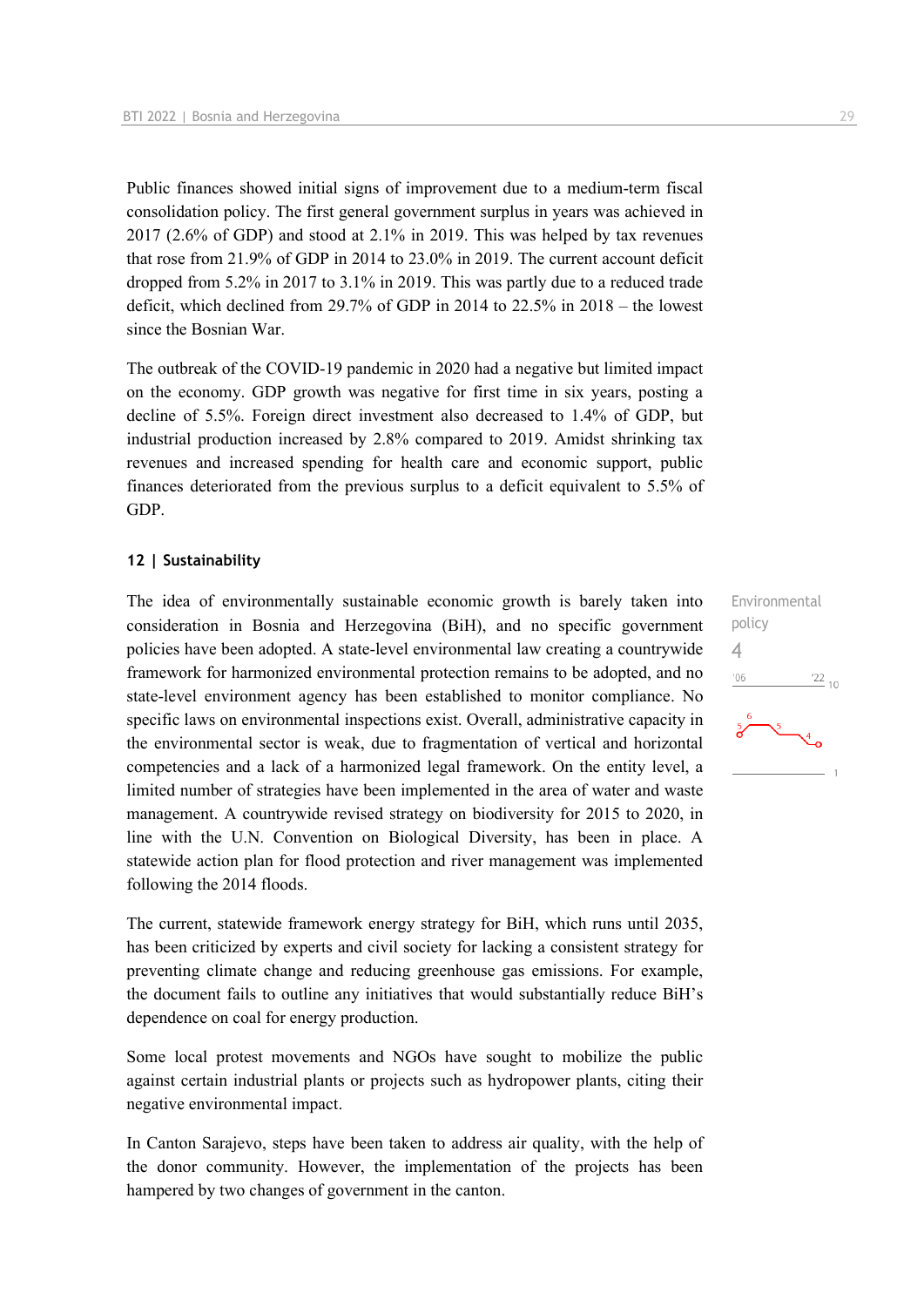Public finances showed initial signs of improvement due to a medium-term fiscal consolidation policy. The first general government surplus in years was achieved in 2017 (2.6% of GDP) and stood at 2.1% in 2019. This was helped by tax revenues that rose from 21.9% of GDP in 2014 to 23.0% in 2019. The current account deficit dropped from 5.2% in 2017 to 3.1% in 2019. This was partly due to a reduced trade deficit, which declined from 29.7% of GDP in 2014 to 22.5% in 2018 – the lowest since the Bosnian War.

The outbreak of the COVID-19 pandemic in 2020 had a negative but limited impact on the economy. GDP growth was negative for first time in six years, posting a decline of 5.5%. Foreign direct investment also decreased to 1.4% of GDP, but industrial production increased by 2.8% compared to 2019. Amidst shrinking tax revenues and increased spending for health care and economic support, public finances deteriorated from the previous surplus to a deficit equivalent to 5.5% of GDP.

## 12 | Sustainability

Environmental policy
4

The idea of environmentally sustainable economic growth is barely taken into consideration in Bosnia and Herzegovina (BiH), and no specific government policies have been adopted. A state-level environmental law creating a countrywide framework for harmonized environmental protection remains to be adopted, and no state-level environment agency has been established to monitor compliance. No specific laws on environmental inspections exist. Overall, administrative capacity in the environmental sector is weak, due to fragmentation of vertical and horizontal competencies and a lack of a harmonized legal framework. On the entity level, a limited number of strategies have been implemented in the area of water and waste management. A countrywide revised strategy on biodiversity for 2015 to 2020, in line with the U.N. Convention on Biological Diversity, has been in place. A statewide action plan for flood protection and river management was implemented following the 2014 floods.

The current, statewide framework energy strategy for BiH, which runs until 2035, has been criticized by experts and civil society for lacking a consistent strategy for preventing climate change and reducing greenhouse gas emissions. For example, the document fails to outline any initiatives that would substantially reduce BiH's dependence on coal for energy production.

Some local protest movements and NGOs have sought to mobilize the public against certain industrial plants or projects such as hydropower plants, citing their negative environmental impact.

In Canton Sarajevo, steps have been taken to address air quality, with the help of the donor community. However, the implementation of the projects has been hampered by two changes of government in the canton.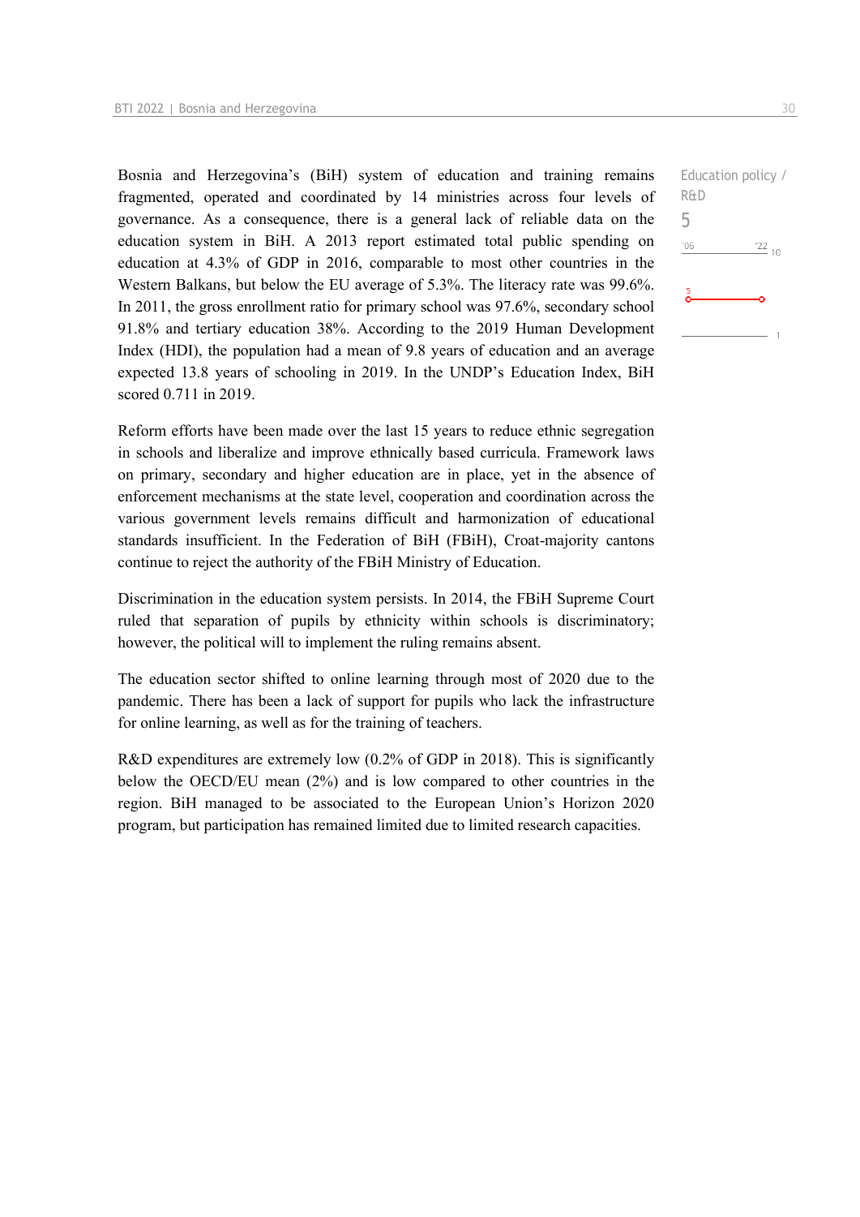Bosnia and Herzegovina's (BiH) system of education and training remains fragmented, operated and coordinated by 14 ministries across four levels of governance. As a consequence, there is a general lack of reliable data on the education system in BiH. A 2013 report estimated total public spending on education at 4.3% of GDP in 2016, comparable to most other countries in the Western Balkans, but below the EU average of 5.3%. The literacy rate was 99.6%. In 2011, the gross enrollment ratio for primary school was 97.6%, secondary school 91.8% and tertiary education 38%. According to the 2019 Human Development Index (HDI), the population had a mean of 9.8 years of education and an average expected 13.8 years of schooling in 2019. In the UNDP's Education Index, BiH scored 0.711 in 2019.

Education policy / R&D

5

Reform efforts have been made over the last 15 years to reduce ethnic segregation in schools and liberalize and improve ethnically based curricula. Framework laws on primary, secondary and higher education are in place, yet in the absence of enforcement mechanisms at the state level, cooperation and coordination across the various government levels remains difficult and harmonization of educational standards insufficient. In the Federation of BiH (FBiH), Croat-majority cantons continue to reject the authority of the FBiH Ministry of Education.

Discrimination in the education system persists. In 2014, the FBiH Supreme Court ruled that separation of pupils by ethnicity within schools is discriminatory; however, the political will to implement the ruling remains absent.

The education sector shifted to online learning through most of 2020 due to the pandemic. There has been a lack of support for pupils who lack the infrastructure for online learning, as well as for the training of teachers.

R&D expenditures are extremely low (0.2% of GDP in 2018). This is significantly below the OECD/EU mean (2%) and is low compared to other countries in the region. BiH managed to be associated to the European Union's Horizon 2020 program, but participation has remained limited due to limited research capacities.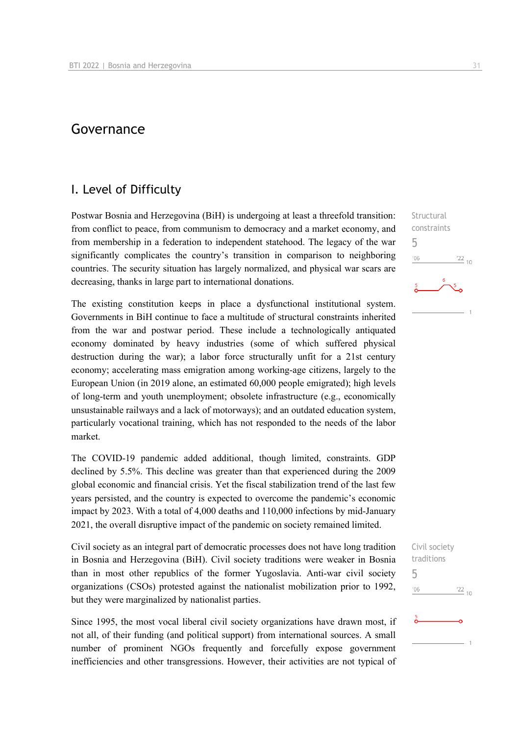# Governance

## I. Level of Difficulty

Postwar Bosnia and Herzegovina (BiH) is undergoing at least a threefold transition: from conflict to peace, from communism to democracy and a market economy, and from membership in a federation to independent statehood. The legacy of the war significantly complicates the country's transition in comparison to neighboring countries. The security situation has largely normalized, and physical war scars are decreasing, thanks in large part to international donations.

Structural constraints
5

The existing constitution keeps in place a dysfunctional institutional system. Governments in BiH continue to face a multitude of structural constraints inherited from the war and postwar period. These include a technologically antiquated economy dominated by heavy industries (some of which suffered physical destruction during the war); a labor force structurally unfit for a 21st century economy; accelerating mass emigration among working-age citizens, largely to the European Union (in 2019 alone, an estimated 60,000 people emigrated); high levels of long-term and youth unemployment; obsolete infrastructure (e.g., economically unsustainable railways and a lack of motorways); and an outdated education system, particularly vocational training, which has not responded to the needs of the labor market.

The COVID-19 pandemic added additional, though limited, constraints. GDP declined by 5.5%. This decline was greater than that experienced during the 2009 global economic and financial crisis. Yet the fiscal stabilization trend of the last few years persisted, and the country is expected to overcome the pandemic's economic impact by 2023. With a total of 4,000 deaths and 110,000 infections by mid-January 2021, the overall disruptive impact of the pandemic on society remained limited.

Civil society traditions
5

Civil society as an integral part of democratic processes does not have long tradition in Bosnia and Herzegovina (BiH). Civil society traditions were weaker in Bosnia than in most other republics of the former Yugoslavia. Anti-war civil society organizations (CSOs) protested against the nationalist mobilization prior to 1992, but they were marginalized by nationalist parties.

Since 1995, the most vocal liberal civil society organizations have drawn most, if not all, of their funding (and political support) from international sources. A small number of prominent NGOs frequently and forcefully expose government inefficiencies and other transgressions. However, their activities are not typical of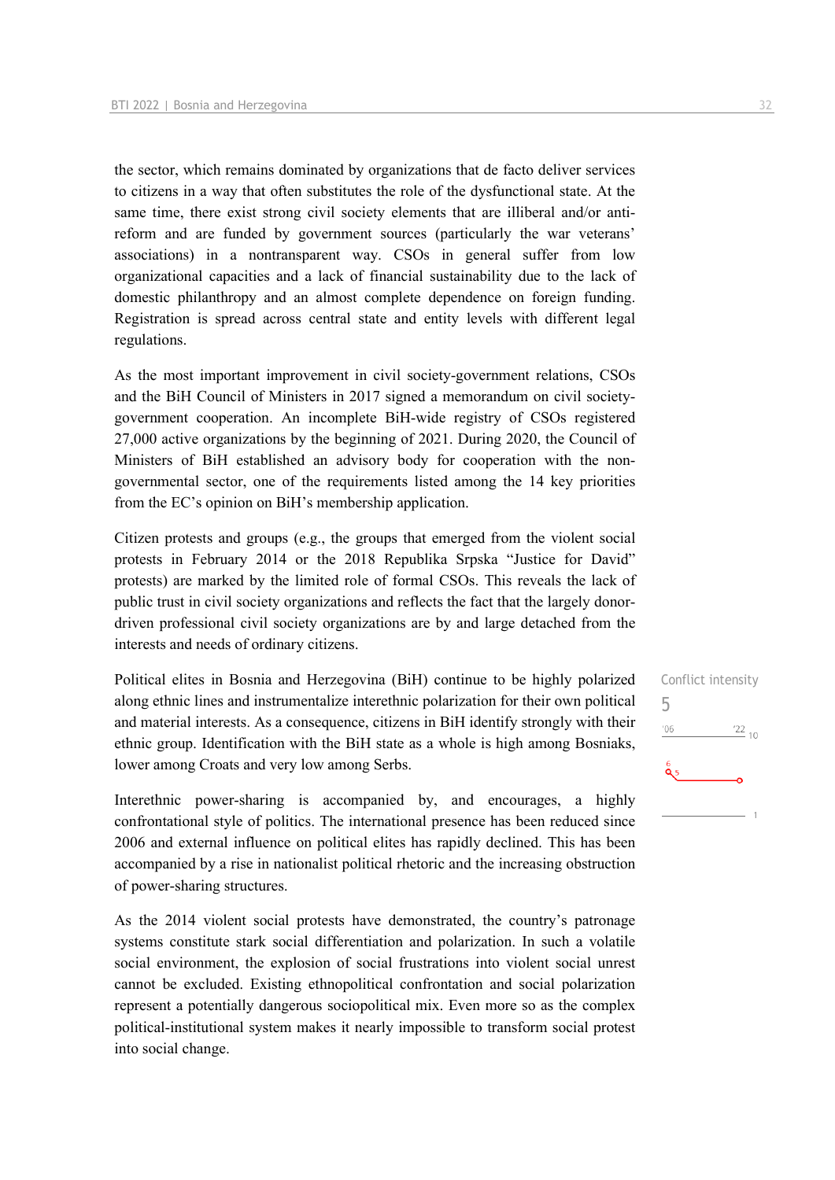the sector, which remains dominated by organizations that de facto deliver services to citizens in a way that often substitutes the role of the dysfunctional state. At the same time, there exist strong civil society elements that are illiberal and/or anti-reform and are funded by government sources (particularly the war veterans' associations) in a nontransparent way. CSOs in general suffer from low organizational capacities and a lack of financial sustainability due to the lack of domestic philanthropy and an almost complete dependence on foreign funding. Registration is spread across central state and entity levels with different legal regulations.

As the most important improvement in civil society-government relations, CSOs and the BiH Council of Ministers in 2017 signed a memorandum on civil society-government cooperation. An incomplete BiH-wide registry of CSOs registered 27,000 active organizations by the beginning of 2021. During 2020, the Council of Ministers of BiH established an advisory body for cooperation with the non-governmental sector, one of the requirements listed among the 14 key priorities from the EC's opinion on BiH's membership application.

Citizen protests and groups (e.g., the groups that emerged from the violent social protests in February 2014 or the 2018 Republika Srpska "Justice for David" protests) are marked by the limited role of formal CSOs. This reveals the lack of public trust in civil society organizations and reflects the fact that the largely donor-driven professional civil society organizations are by and large detached from the interests and needs of ordinary citizens.

Conflict intensity
5

Political elites in Bosnia and Herzegovina (BiH) continue to be highly polarized along ethnic lines and instrumentalize interethnic polarization for their own political and material interests. As a consequence, citizens in BiH identify strongly with their ethnic group. Identification with the BiH state as a whole is high among Bosniaks, lower among Croats and very low among Serbs.

Interethnic power-sharing is accompanied by, and encourages, a highly confrontational style of politics. The international presence has been reduced since 2006 and external influence on political elites has rapidly declined. This has been accompanied by a rise in nationalist political rhetoric and the increasing obstruction of power-sharing structures.

As the 2014 violent social protests have demonstrated, the country's patronage systems constitute stark social differentiation and polarization. In such a volatile social environment, the explosion of social frustrations into violent social unrest cannot be excluded. Existing ethnopolitical confrontation and social polarization represent a potentially dangerous sociopolitical mix. Even more so as the complex political-institutional system makes it nearly impossible to transform social protest into social change.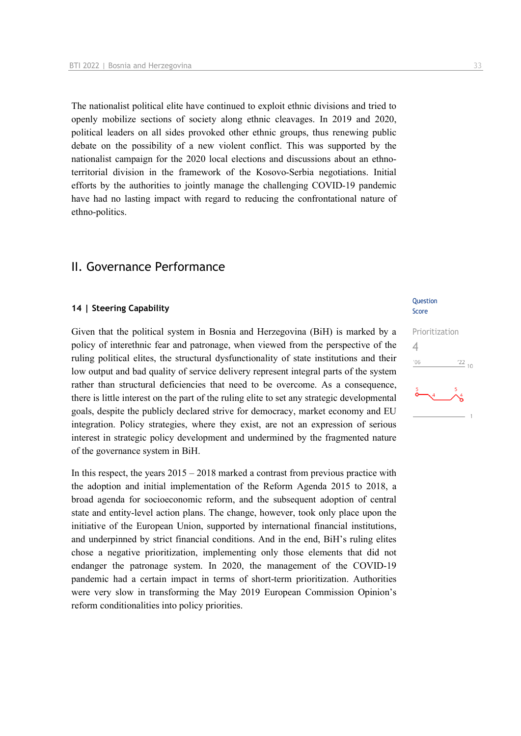The nationalist political elite have continued to exploit ethnic divisions and tried to openly mobilize sections of society along ethnic cleavages. In 2019 and 2020, political leaders on all sides provoked other ethnic groups, thus renewing public debate on the possibility of a new violent conflict. This was supported by the nationalist campaign for the 2020 local elections and discussions about an ethno-territorial division in the framework of the Kosovo-Serbia negotiations. Initial efforts by the authorities to jointly manage the challenging COVID-19 pandemic have had no lasting impact with regard to reducing the confrontational nature of ethno-politics.

## II. Governance Performance

### 14 | Steering Capability

Question Score

Prioritization
4

Given that the political system in Bosnia and Herzegovina (BiH) is marked by a policy of interethnic fear and patronage, when viewed from the perspective of the ruling political elites, the structural dysfunctionality of state institutions and their low output and bad quality of service delivery represent integral parts of the system rather than structural deficiencies that need to be overcome. As a consequence, there is little interest on the part of the ruling elite to set any strategic developmental goals, despite the publicly declared strive for democracy, market economy and EU integration. Policy strategies, where they exist, are not an expression of serious interest in strategic policy development and undermined by the fragmented nature of the governance system in BiH.

In this respect, the years 2015 – 2018 marked a contrast from previous practice with the adoption and initial implementation of the Reform Agenda 2015 to 2018, a broad agenda for socioeconomic reform, and the subsequent adoption of central state and entity-level action plans. The change, however, took only place upon the initiative of the European Union, supported by international financial institutions, and underpinned by strict financial conditions. And in the end, BiH's ruling elites chose a negative prioritization, implementing only those elements that did not endanger the patronage system. In 2020, the management of the COVID-19 pandemic had a certain impact in terms of short-term prioritization. Authorities were very slow in transforming the May 2019 European Commission Opinion's reform conditionalities into policy priorities.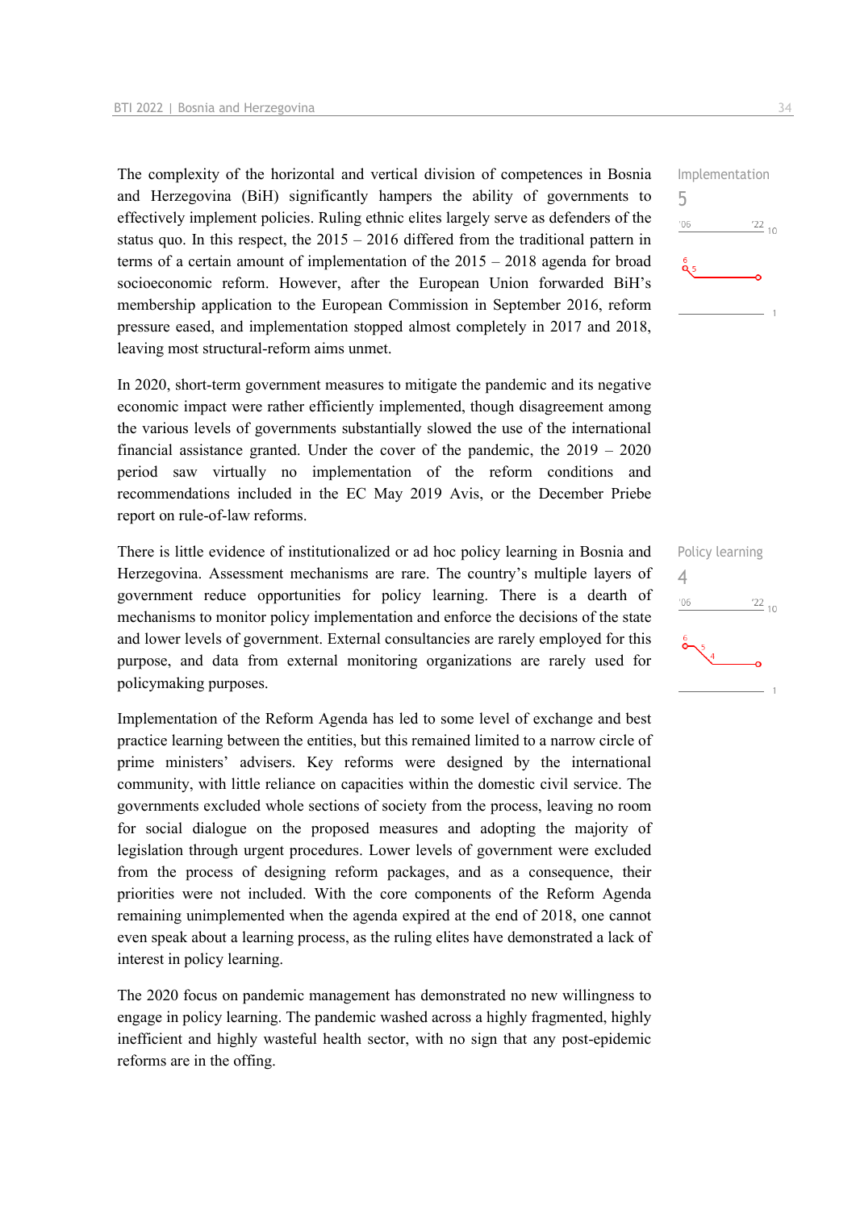The complexity of the horizontal and vertical division of competences in Bosnia and Herzegovina (BiH) significantly hampers the ability of governments to effectively implement policies. Ruling ethnic elites largely serve as defenders of the status quo. In this respect, the 2015 – 2016 differed from the traditional pattern in terms of a certain amount of implementation of the 2015 – 2018 agenda for broad socioeconomic reform. However, after the European Union forwarded BiH's membership application to the European Commission in September 2016, reform pressure eased, and implementation stopped almost completely in 2017 and 2018, leaving most structural-reform aims unmet.

Implementation
5

In 2020, short-term government measures to mitigate the pandemic and its negative economic impact were rather efficiently implemented, though disagreement among the various levels of governments substantially slowed the use of the international financial assistance granted. Under the cover of the pandemic, the 2019 – 2020 period saw virtually no implementation of the reform conditions and recommendations included in the EC May 2019 Avis, or the December Priebe report on rule-of-law reforms.

There is little evidence of institutionalized or ad hoc policy learning in Bosnia and Herzegovina. Assessment mechanisms are rare. The country's multiple layers of government reduce opportunities for policy learning. There is a dearth of mechanisms to monitor policy implementation and enforce the decisions of the state and lower levels of government. External consultancies are rarely employed for this purpose, and data from external monitoring organizations are rarely used for policymaking purposes.

Policy learning
4

Implementation of the Reform Agenda has led to some level of exchange and best practice learning between the entities, but this remained limited to a narrow circle of prime ministers' advisers. Key reforms were designed by the international community, with little reliance on capacities within the domestic civil service. The governments excluded whole sections of society from the process, leaving no room for social dialogue on the proposed measures and adopting the majority of legislation through urgent procedures. Lower levels of government were excluded from the process of designing reform packages, and as a consequence, their priorities were not included. With the core components of the Reform Agenda remaining unimplemented when the agenda expired at the end of 2018, one cannot even speak about a learning process, as the ruling elites have demonstrated a lack of interest in policy learning.

The 2020 focus on pandemic management has demonstrated no new willingness to engage in policy learning. The pandemic washed across a highly fragmented, highly inefficient and highly wasteful health sector, with no sign that any post-epidemic reforms are in the offing.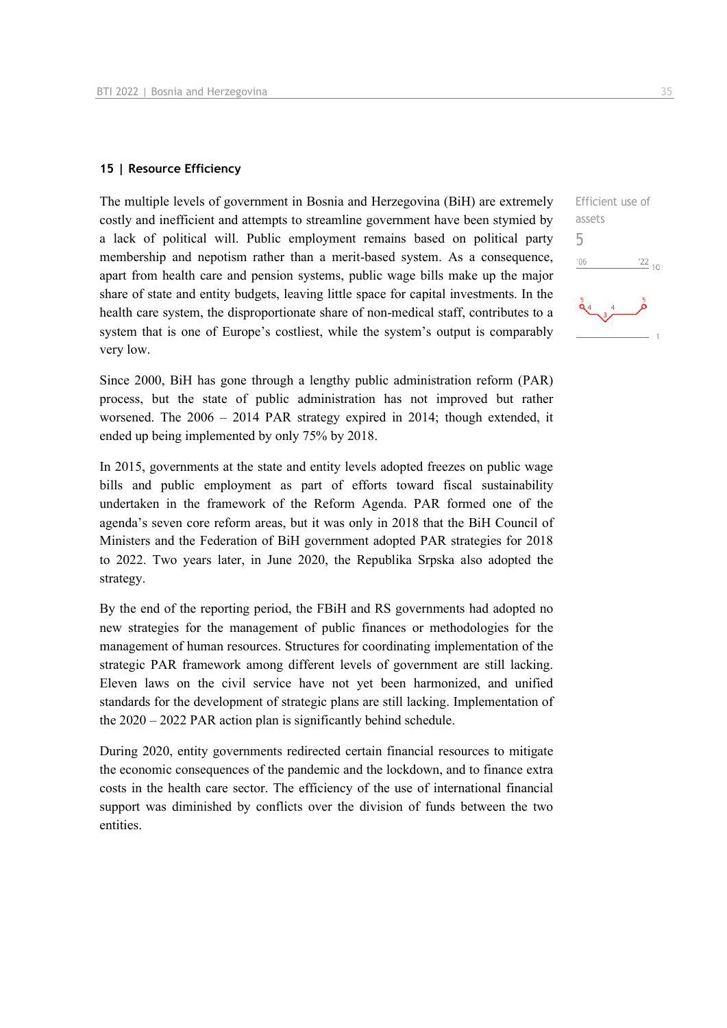## 15 | Resource Efficiency

Efficient use of assets

5

The multiple levels of government in Bosnia and Herzegovina (BiH) are extremely costly and inefficient and attempts to streamline government have been stymied by a lack of political will. Public employment remains based on political party membership and nepotism rather than a merit-based system. As a consequence, apart from health care and pension systems, public wage bills make up the major share of state and entity budgets, leaving little space for capital investments. In the health care system, the disproportionate share of non-medical staff, contributes to a system that is one of Europe's costliest, while the system's output is comparably very low.

Since 2000, BiH has gone through a lengthy public administration reform (PAR) process, but the state of public administration has not improved but rather worsened. The 2006 – 2014 PAR strategy expired in 2014; though extended, it ended up being implemented by only 75% by 2018.

In 2015, governments at the state and entity levels adopted freezes on public wage bills and public employment as part of efforts toward fiscal sustainability undertaken in the framework of the Reform Agenda. PAR formed one of the agenda's seven core reform areas, but it was only in 2018 that the BiH Council of Ministers and the Federation of BiH government adopted PAR strategies for 2018 to 2022. Two years later, in June 2020, the Republika Srpska also adopted the strategy.

By the end of the reporting period, the FBiH and RS governments had adopted no new strategies for the management of public finances or methodologies for the management of human resources. Structures for coordinating implementation of the strategic PAR framework among different levels of government are still lacking. Eleven laws on the civil service have not yet been harmonized, and unified standards for the development of strategic plans are still lacking. Implementation of the 2020 – 2022 PAR action plan is significantly behind schedule.

During 2020, entity governments redirected certain financial resources to mitigate the economic consequences of the pandemic and the lockdown, and to finance extra costs in the health care sector. The efficiency of the use of international financial support was diminished by conflicts over the division of funds between the two entities.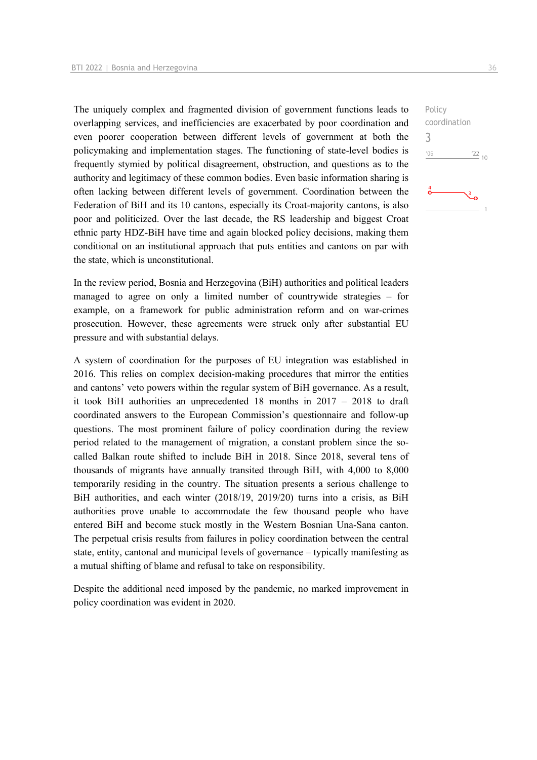Policy coordination

3

'06 '22 10

The uniquely complex and fragmented division of government functions leads to overlapping services, and inefficiencies are exacerbated by poor coordination and even poorer cooperation between different levels of government at both the policymaking and implementation stages. The functioning of state-level bodies is frequently stymied by political disagreement, obstruction, and questions as to the authority and legitimacy of these common bodies. Even basic information sharing is often lacking between different levels of government. Coordination between the Federation of BiH and its 10 cantons, especially its Croat-majority cantons, is also poor and politicized. Over the last decade, the RS leadership and biggest Croat ethnic party HDZ-BiH have time and again blocked policy decisions, making them conditional on an institutional approach that puts entities and cantons on par with the state, which is unconstitutional.

In the review period, Bosnia and Herzegovina (BiH) authorities and political leaders managed to agree on only a limited number of countrywide strategies – for example, on a framework for public administration reform and on war-crimes prosecution. However, these agreements were struck only after substantial EU pressure and with substantial delays.

A system of coordination for the purposes of EU integration was established in 2016. This relies on complex decision-making procedures that mirror the entities and cantons' veto powers within the regular system of BiH governance. As a result, it took BiH authorities an unprecedented 18 months in 2017 – 2018 to draft coordinated answers to the European Commission's questionnaire and follow-up questions. The most prominent failure of policy coordination during the review period related to the management of migration, a constant problem since the so-called Balkan route shifted to include BiH in 2018. Since 2018, several tens of thousands of migrants have annually transited through BiH, with 4,000 to 8,000 temporarily residing in the country. The situation presents a serious challenge to BiH authorities, and each winter (2018/19, 2019/20) turns into a crisis, as BiH authorities prove unable to accommodate the few thousand people who have entered BiH and become stuck mostly in the Western Bosnian Una-Sana canton. The perpetual crisis results from failures in policy coordination between the central state, entity, cantonal and municipal levels of governance – typically manifesting as a mutual shifting of blame and refusal to take on responsibility.

Despite the additional need imposed by the pandemic, no marked improvement in policy coordination was evident in 2020.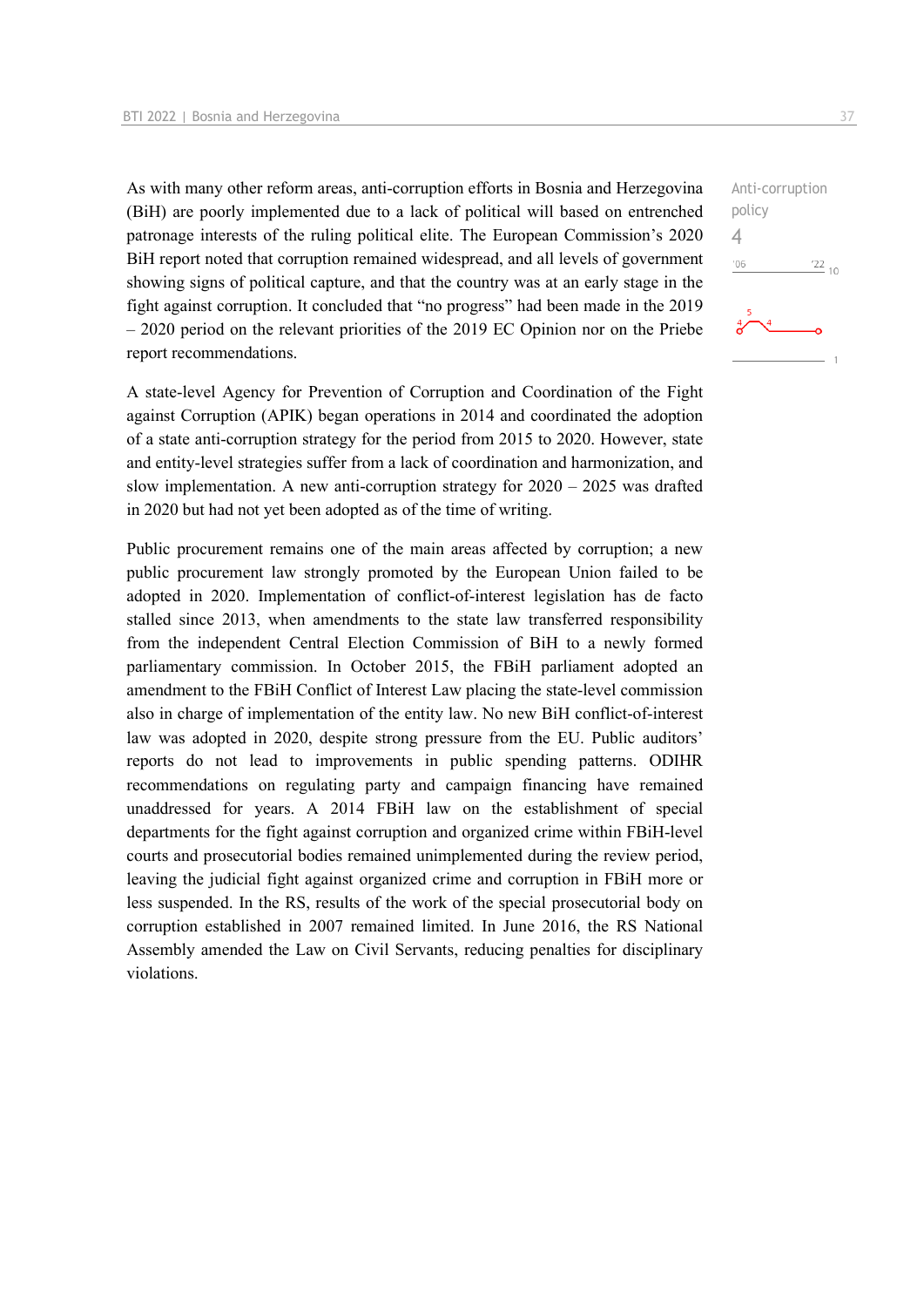Anti-corruption policy

4

As with many other reform areas, anti-corruption efforts in Bosnia and Herzegovina (BiH) are poorly implemented due to a lack of political will based on entrenched patronage interests of the ruling political elite. The European Commission's 2020 BiH report noted that corruption remained widespread, and all levels of government showing signs of political capture, and that the country was at an early stage in the fight against corruption. It concluded that "no progress" had been made in the 2019 – 2020 period on the relevant priorities of the 2019 EC Opinion nor on the Priebe report recommendations.

A state-level Agency for Prevention of Corruption and Coordination of the Fight against Corruption (APIK) began operations in 2014 and coordinated the adoption of a state anti-corruption strategy for the period from 2015 to 2020. However, state and entity-level strategies suffer from a lack of coordination and harmonization, and slow implementation. A new anti-corruption strategy for 2020 – 2025 was drafted in 2020 but had not yet been adopted as of the time of writing.

Public procurement remains one of the main areas affected by corruption; a new public procurement law strongly promoted by the European Union failed to be adopted in 2020. Implementation of conflict-of-interest legislation has de facto stalled since 2013, when amendments to the state law transferred responsibility from the independent Central Election Commission of BiH to a newly formed parliamentary commission. In October 2015, the FBiH parliament adopted an amendment to the FBiH Conflict of Interest Law placing the state-level commission also in charge of implementation of the entity law. No new BiH conflict-of-interest law was adopted in 2020, despite strong pressure from the EU. Public auditors' reports do not lead to improvements in public spending patterns. ODIHR recommendations on regulating party and campaign financing have remained unaddressed for years. A 2014 FBiH law on the establishment of special departments for the fight against corruption and organized crime within FBiH-level courts and prosecutorial bodies remained unimplemented during the review period, leaving the judicial fight against organized crime and corruption in FBiH more or less suspended. In the RS, results of the work of the special prosecutorial body on corruption established in 2007 remained limited. In June 2016, the RS National Assembly amended the Law on Civil Servants, reducing penalties for disciplinary violations.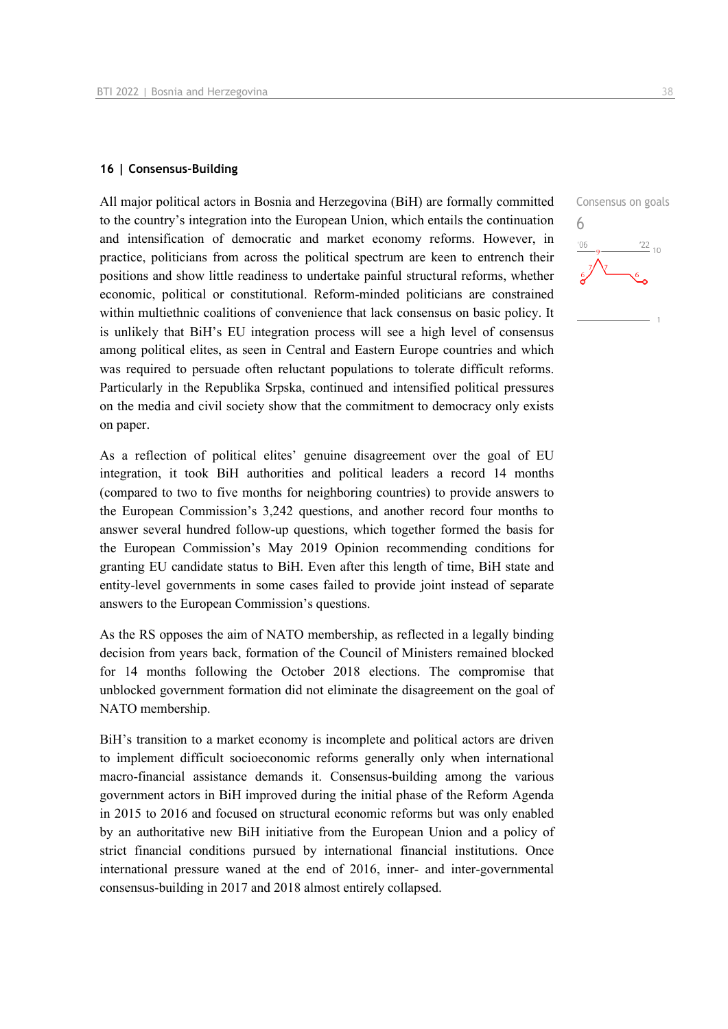## 16 | Consensus-Building

All major political actors in Bosnia and Herzegovina (BiH) are formally committed to the country's integration into the European Union, which entails the continuation and intensification of democratic and market economy reforms. However, in practice, politicians from across the political spectrum are keen to entrench their positions and show little readiness to undertake painful structural reforms, whether economic, political or constitutional. Reform-minded politicians are constrained within multiethnic coalitions of convenience that lack consensus on basic policy. It is unlikely that BiH's EU integration process will see a high level of consensus among political elites, as seen in Central and Eastern Europe countries and which was required to persuade often reluctant populations to tolerate difficult reforms. Particularly in the Republika Srpska, continued and intensified political pressures on the media and civil society show that the commitment to democracy only exists on paper.

Consensus on goals
6

As a reflection of political elites' genuine disagreement over the goal of EU integration, it took BiH authorities and political leaders a record 14 months (compared to two to five months for neighboring countries) to provide answers to the European Commission's 3,242 questions, and another record four months to answer several hundred follow-up questions, which together formed the basis for the European Commission's May 2019 Opinion recommending conditions for granting EU candidate status to BiH. Even after this length of time, BiH state and entity-level governments in some cases failed to provide joint instead of separate answers to the European Commission's questions.

As the RS opposes the aim of NATO membership, as reflected in a legally binding decision from years back, formation of the Council of Ministers remained blocked for 14 months following the October 2018 elections. The compromise that unblocked government formation did not eliminate the disagreement on the goal of NATO membership.

BiH's transition to a market economy is incomplete and political actors are driven to implement difficult socioeconomic reforms generally only when international macro-financial assistance demands it. Consensus-building among the various government actors in BiH improved during the initial phase of the Reform Agenda in 2015 to 2016 and focused on structural economic reforms but was only enabled by an authoritative new BiH initiative from the European Union and a policy of strict financial conditions pursued by international financial institutions. Once international pressure waned at the end of 2016, inner- and inter-governmental consensus-building in 2017 and 2018 almost entirely collapsed.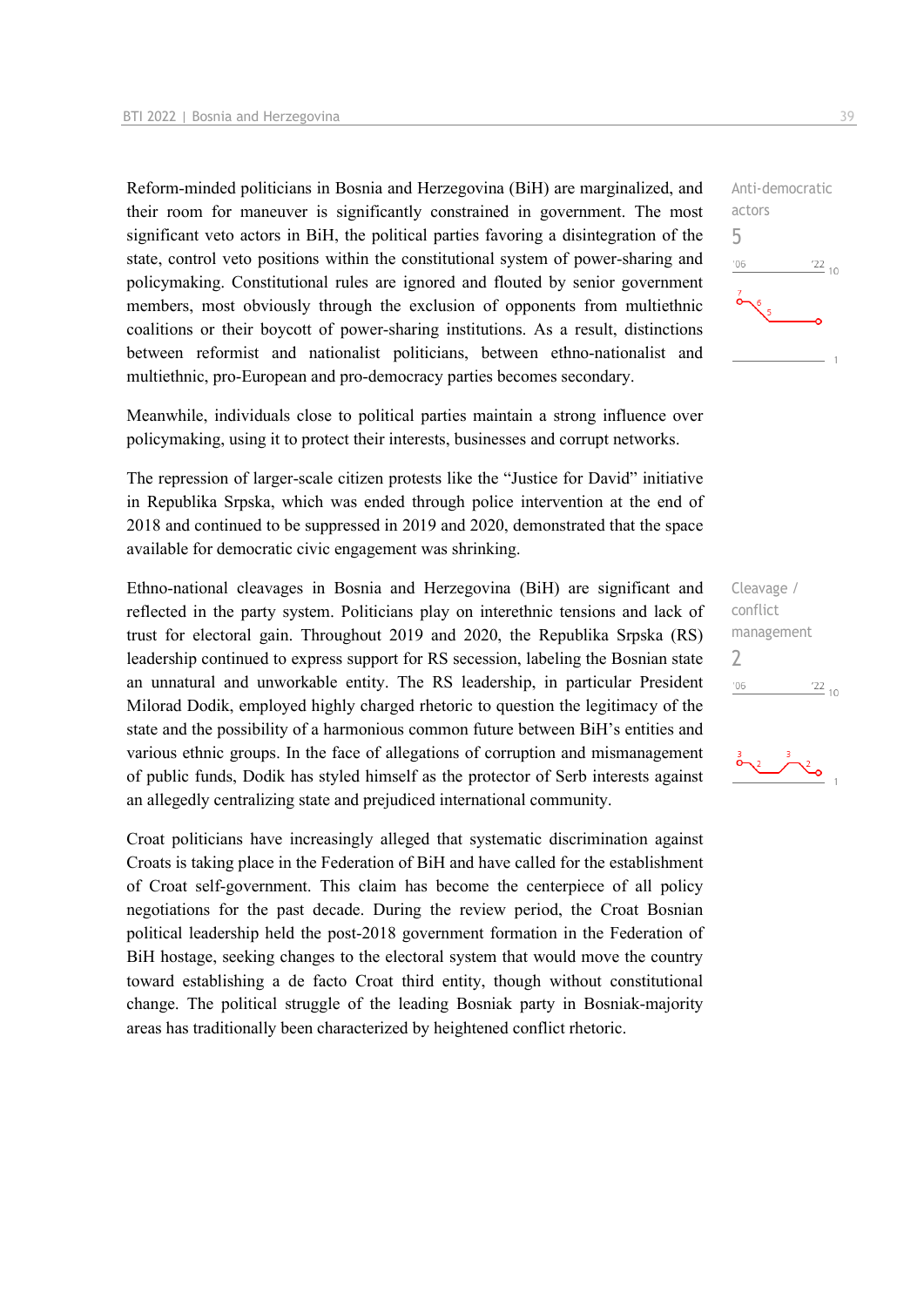Reform-minded politicians in Bosnia and Herzegovina (BiH) are marginalized, and their room for maneuver is significantly constrained in government. The most significant veto actors in BiH, the political parties favoring a disintegration of the state, control veto positions within the constitutional system of power-sharing and policymaking. Constitutional rules are ignored and flouted by senior government members, most obviously through the exclusion of opponents from multiethnic coalitions or their boycott of power-sharing institutions. As a result, distinctions between reformist and nationalist politicians, between ethno-nationalist and multiethnic, pro-European and pro-democracy parties becomes secondary.

Anti-democratic actors
5

Meanwhile, individuals close to political parties maintain a strong influence over policymaking, using it to protect their interests, businesses and corrupt networks.

The repression of larger-scale citizen protests like the "Justice for David" initiative in Republika Srpska, which was ended through police intervention at the end of 2018 and continued to be suppressed in 2019 and 2020, demonstrated that the space available for democratic civic engagement was shrinking.

Ethno-national cleavages in Bosnia and Herzegovina (BiH) are significant and reflected in the party system. Politicians play on interethnic tensions and lack of trust for electoral gain. Throughout 2019 and 2020, the Republika Srpska (RS) leadership continued to express support for RS secession, labeling the Bosnian state an unnatural and unworkable entity. The RS leadership, in particular President Milorad Dodik, employed highly charged rhetoric to question the legitimacy of the state and the possibility of a harmonious common future between BiH's entities and various ethnic groups. In the face of allegations of corruption and mismanagement of public funds, Dodik has styled himself as the protector of Serb interests against an allegedly centralizing state and prejudiced international community.

Cleavage / conflict management
2

Croat politicians have increasingly alleged that systematic discrimination against Croats is taking place in the Federation of BiH and have called for the establishment of Croat self-government. This claim has become the centerpiece of all policy negotiations for the past decade. During the review period, the Croat Bosnian political leadership held the post-2018 government formation in the Federation of BiH hostage, seeking changes to the electoral system that would move the country toward establishing a de facto Croat third entity, though without constitutional change. The political struggle of the leading Bosniak party in Bosniak-majority areas has traditionally been characterized by heightened conflict rhetoric.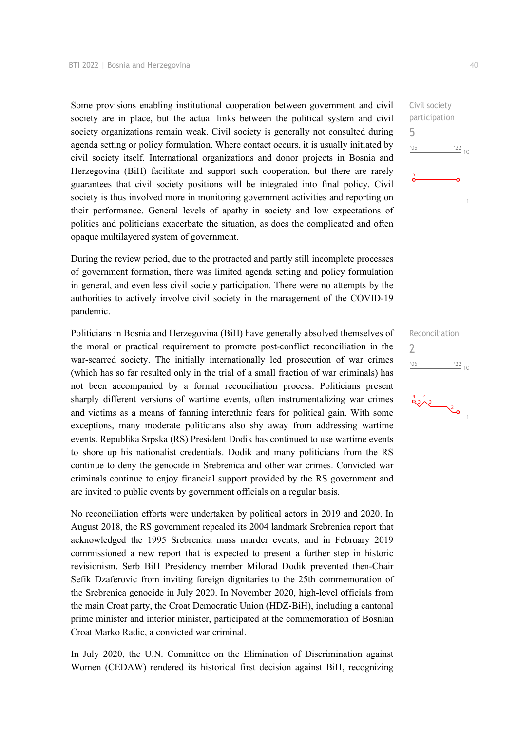Civil society participation
5

Some provisions enabling institutional cooperation between government and civil society are in place, but the actual links between the political system and civil society organizations remain weak. Civil society is generally not consulted during agenda setting or policy formulation. Where contact occurs, it is usually initiated by civil society itself. International organizations and donor projects in Bosnia and Herzegovina (BiH) facilitate and support such cooperation, but there are rarely guarantees that civil society positions will be integrated into final policy. Civil society is thus involved more in monitoring government activities and reporting on their performance. General levels of apathy in society and low expectations of politics and politicians exacerbate the situation, as does the complicated and often opaque multilayered system of government.

During the review period, due to the protracted and partly still incomplete processes of government formation, there was limited agenda setting and policy formulation in general, and even less civil society participation. There were no attempts by the authorities to actively involve civil society in the management of the COVID-19 pandemic.

Reconciliation
2

Politicians in Bosnia and Herzegovina (BiH) have generally absolved themselves of the moral or practical requirement to promote post-conflict reconciliation in the war-scarred society. The initially internationally led prosecution of war crimes (which has so far resulted only in the trial of a small fraction of war criminals) has not been accompanied by a formal reconciliation process. Politicians present sharply different versions of wartime events, often instrumentalizing war crimes and victims as a means of fanning interethnic fears for political gain. With some exceptions, many moderate politicians also shy away from addressing wartime events. Republika Srpska (RS) President Dodik has continued to use wartime events to shore up his nationalist credentials. Dodik and many politicians from the RS continue to deny the genocide in Srebrenica and other war crimes. Convicted war criminals continue to enjoy financial support provided by the RS government and are invited to public events by government officials on a regular basis.

No reconciliation efforts were undertaken by political actors in 2019 and 2020. In August 2018, the RS government repealed its 2004 landmark Srebrenica report that acknowledged the 1995 Srebrenica mass murder events, and in February 2019 commissioned a new report that is expected to present a further step in historic revisionism. Serb BiH Presidency member Milorad Dodik prevented then-Chair Sefik Dzaferovic from inviting foreign dignitaries to the 25th commemoration of the Srebrenica genocide in July 2020. In November 2020, high-level officials from the main Croat party, the Croat Democratic Union (HDZ-BiH), including a cantonal prime minister and interior minister, participated at the commemoration of Bosnian Croat Marko Radic, a convicted war criminal.

In July 2020, the U.N. Committee on the Elimination of Discrimination against Women (CEDAW) rendered its historical first decision against BiH, recognizing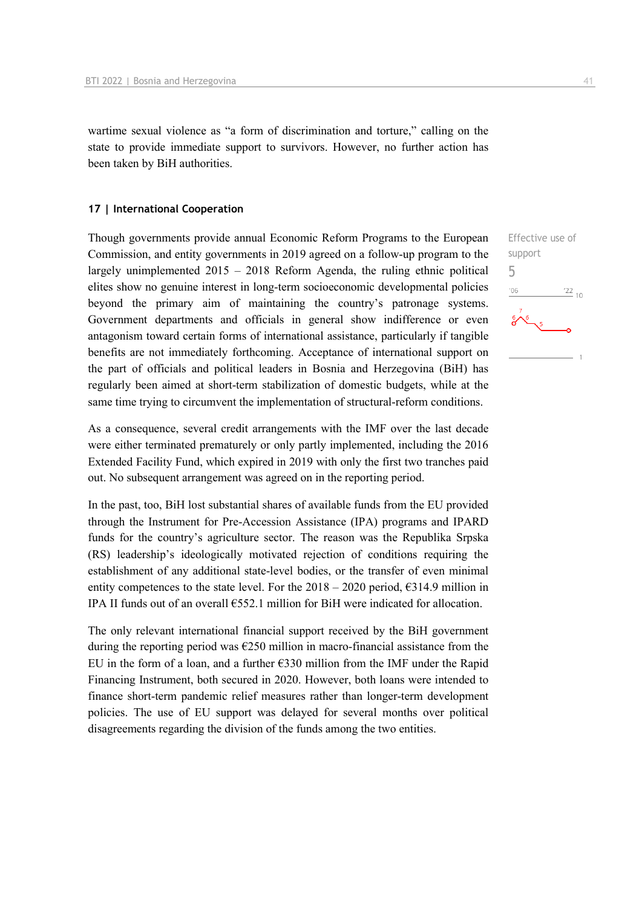wartime sexual violence as "a form of discrimination and torture," calling on the state to provide immediate support to survivors. However, no further action has been taken by BiH authorities.

### 17 | International Cooperation

Effective use of support

5

Though governments provide annual Economic Reform Programs to the European Commission, and entity governments in 2019 agreed on a follow-up program to the largely unimplemented 2015 – 2018 Reform Agenda, the ruling ethnic political elites show no genuine interest in long-term socioeconomic developmental policies beyond the primary aim of maintaining the country's patronage systems. Government departments and officials in general show indifference or even antagonism toward certain forms of international assistance, particularly if tangible benefits are not immediately forthcoming. Acceptance of international support on the part of officials and political leaders in Bosnia and Herzegovina (BiH) has regularly been aimed at short-term stabilization of domestic budgets, while at the same time trying to circumvent the implementation of structural-reform conditions.

As a consequence, several credit arrangements with the IMF over the last decade were either terminated prematurely or only partly implemented, including the 2016 Extended Facility Fund, which expired in 2019 with only the first two tranches paid out. No subsequent arrangement was agreed on in the reporting period.

In the past, too, BiH lost substantial shares of available funds from the EU provided through the Instrument for Pre-Accession Assistance (IPA) programs and IPARD funds for the country's agriculture sector. The reason was the Republika Srpska (RS) leadership's ideologically motivated rejection of conditions requiring the establishment of any additional state-level bodies, or the transfer of even minimal entity competences to the state level. For the 2018 – 2020 period, €314.9 million in IPA II funds out of an overall €552.1 million for BiH were indicated for allocation.

The only relevant international financial support received by the BiH government during the reporting period was €250 million in macro-financial assistance from the EU in the form of a loan, and a further €330 million from the IMF under the Rapid Financing Instrument, both secured in 2020. However, both loans were intended to finance short-term pandemic relief measures rather than longer-term development policies. The use of EU support was delayed for several months over political disagreements regarding the division of the funds among the two entities.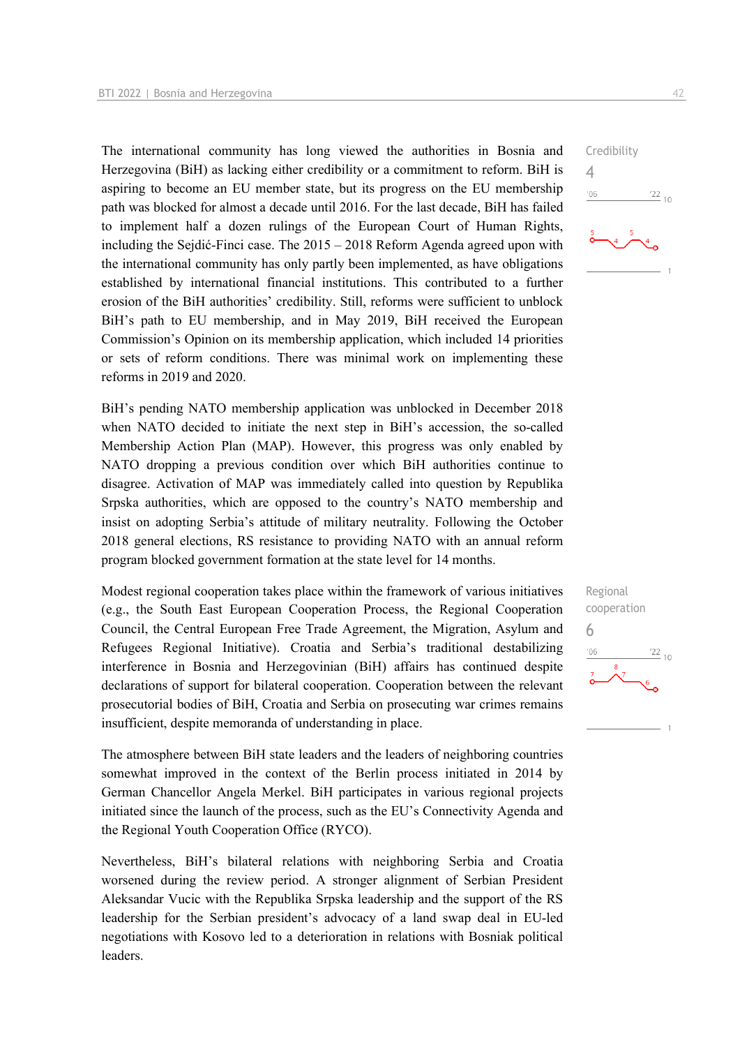The international community has long viewed the authorities in Bosnia and Herzegovina (BiH) as lacking either credibility or a commitment to reform. BiH is aspiring to become an EU member state, but its progress on the EU membership path was blocked for almost a decade until 2016. For the last decade, BiH has failed to implement half a dozen rulings of the European Court of Human Rights, including the Sejdić-Finci case. The 2015 – 2018 Reform Agenda agreed upon with the international community has only partly been implemented, as have obligations established by international financial institutions. This contributed to a further erosion of the BiH authorities' credibility. Still, reforms were sufficient to unblock BiH's path to EU membership, and in May 2019, BiH received the European Commission's Opinion on its membership application, which included 14 priorities or sets of reform conditions. There was minimal work on implementing these reforms in 2019 and 2020.

Credibility
4

BiH's pending NATO membership application was unblocked in December 2018 when NATO decided to initiate the next step in BiH's accession, the so-called Membership Action Plan (MAP). However, this progress was only enabled by NATO dropping a previous condition over which BiH authorities continue to disagree. Activation of MAP was immediately called into question by Republika Srpska authorities, which are opposed to the country's NATO membership and insist on adopting Serbia's attitude of military neutrality. Following the October 2018 general elections, RS resistance to providing NATO with an annual reform program blocked government formation at the state level for 14 months.

Modest regional cooperation takes place within the framework of various initiatives (e.g., the South East European Cooperation Process, the Regional Cooperation Council, the Central European Free Trade Agreement, the Migration, Asylum and Refugees Regional Initiative). Croatia and Serbia's traditional destabilizing interference in Bosnia and Herzegovinian (BiH) affairs has continued despite declarations of support for bilateral cooperation. Cooperation between the relevant prosecutorial bodies of BiH, Croatia and Serbia on prosecuting war crimes remains insufficient, despite memoranda of understanding in place.

Regional cooperation
6

The atmosphere between BiH state leaders and the leaders of neighboring countries somewhat improved in the context of the Berlin process initiated in 2014 by German Chancellor Angela Merkel. BiH participates in various regional projects initiated since the launch of the process, such as the EU's Connectivity Agenda and the Regional Youth Cooperation Office (RYCO).

Nevertheless, BiH's bilateral relations with neighboring Serbia and Croatia worsened during the review period. A stronger alignment of Serbian President Aleksandar Vucic with the Republika Srpska leadership and the support of the RS leadership for the Serbian president's advocacy of a land swap deal in EU-led negotiations with Kosovo led to a deterioration in relations with Bosniak political leaders.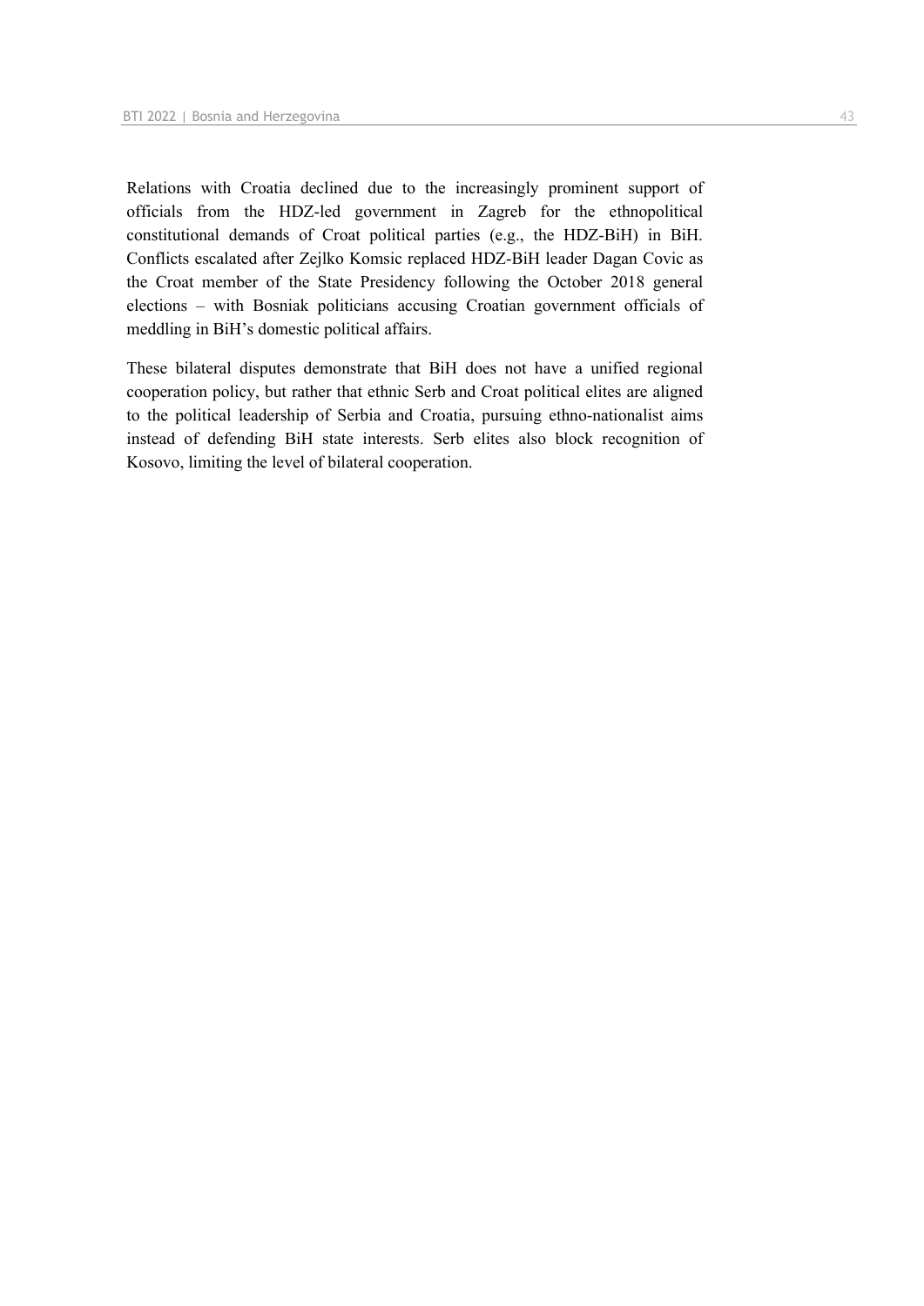Relations with Croatia declined due to the increasingly prominent support of officials from the HDZ-led government in Zagreb for the ethnopolitical constitutional demands of Croat political parties (e.g., the HDZ-BiH) in BiH. Conflicts escalated after Zejlko Komsic replaced HDZ-BiH leader Dagan Covic as the Croat member of the State Presidency following the October 2018 general elections – with Bosniak politicians accusing Croatian government officials of meddling in BiH's domestic political affairs.

These bilateral disputes demonstrate that BiH does not have a unified regional cooperation policy, but rather that ethnic Serb and Croat political elites are aligned to the political leadership of Serbia and Croatia, pursuing ethno-nationalist aims instead of defending BiH state interests. Serb elites also block recognition of Kosovo, limiting the level of bilateral cooperation.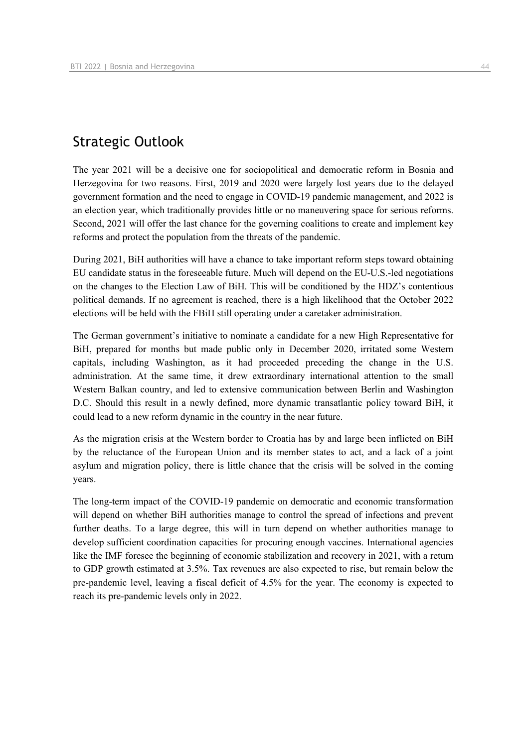## Strategic Outlook

The year 2021 will be a decisive one for sociopolitical and democratic reform in Bosnia and Herzegovina for two reasons. First, 2019 and 2020 were largely lost years due to the delayed government formation and the need to engage in COVID-19 pandemic management, and 2022 is an election year, which traditionally provides little or no maneuvering space for serious reforms. Second, 2021 will offer the last chance for the governing coalitions to create and implement key reforms and protect the population from the threats of the pandemic.

During 2021, BiH authorities will have a chance to take important reform steps toward obtaining EU candidate status in the foreseeable future. Much will depend on the EU-U.S.-led negotiations on the changes to the Election Law of BiH. This will be conditioned by the HDZ's contentious political demands. If no agreement is reached, there is a high likelihood that the October 2022 elections will be held with the FBiH still operating under a caretaker administration.

The German government's initiative to nominate a candidate for a new High Representative for BiH, prepared for months but made public only in December 2020, irritated some Western capitals, including Washington, as it had proceeded preceding the change in the U.S. administration. At the same time, it drew extraordinary international attention to the small Western Balkan country, and led to extensive communication between Berlin and Washington D.C. Should this result in a newly defined, more dynamic transatlantic policy toward BiH, it could lead to a new reform dynamic in the country in the near future.

As the migration crisis at the Western border to Croatia has by and large been inflicted on BiH by the reluctance of the European Union and its member states to act, and a lack of a joint asylum and migration policy, there is little chance that the crisis will be solved in the coming years.

The long-term impact of the COVID-19 pandemic on democratic and economic transformation will depend on whether BiH authorities manage to control the spread of infections and prevent further deaths. To a large degree, this will in turn depend on whether authorities manage to develop sufficient coordination capacities for procuring enough vaccines. International agencies like the IMF foresee the beginning of economic stabilization and recovery in 2021, with a return to GDP growth estimated at 3.5%. Tax revenues are also expected to rise, but remain below the pre-pandemic level, leaving a fiscal deficit of 4.5% for the year. The economy is expected to reach its pre-pandemic levels only in 2022.